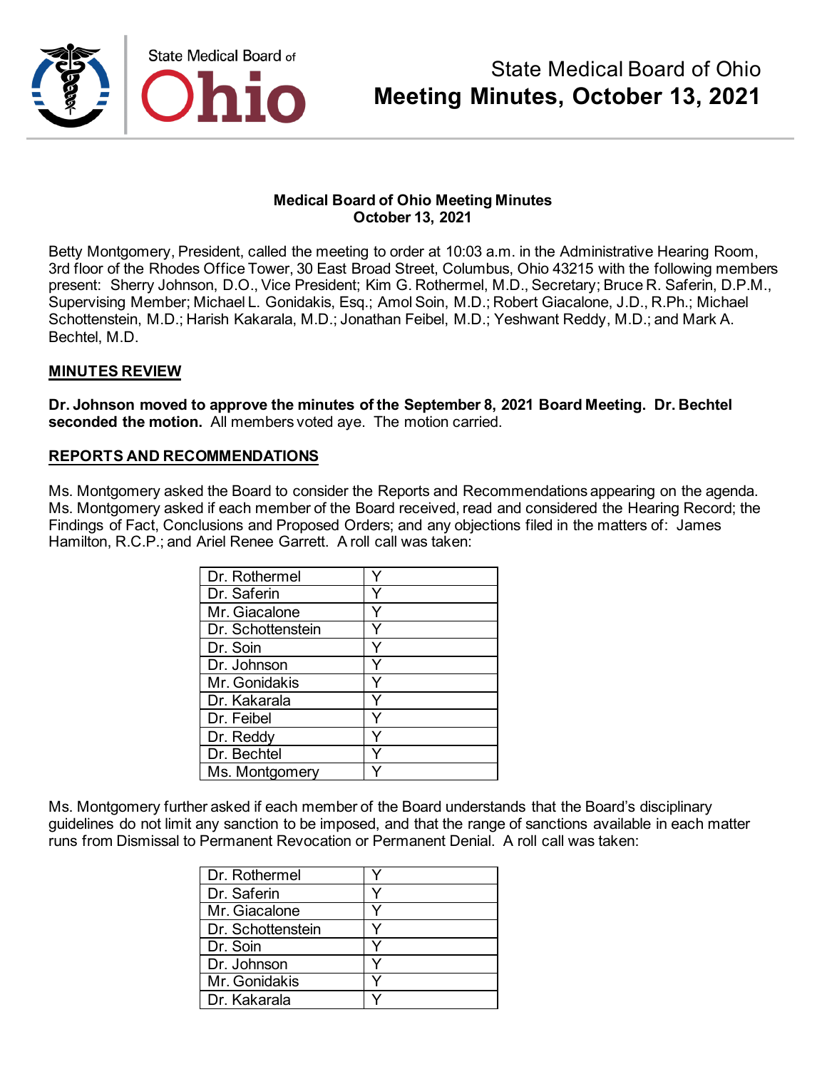# State Medical Board of Ohio
# Meeting Minutes, October 13, 2021

**Medical Board of Ohio Meeting Minutes**
**October 13, 2021**

Betty Montgomery, President, called the meeting to order at 10:03 a.m. in the Administrative Hearing Room, 3rd floor of the Rhodes Office Tower, 30 East Broad Street, Columbus, Ohio 43215 with the following members present: Sherry Johnson, D.O., Vice President; Kim G. Rothermel, M.D., Secretary; Bruce R. Saferin, D.P.M., Supervising Member; Michael L. Gonidakis, Esq.; Amol Soin, M.D.; Robert Giacalone, J.D., R.Ph.; Michael Schottenstein, M.D.; Harish Kakarala, M.D.; Jonathan Feibel, M.D.; Yeshwant Reddy, M.D.; and Mark A. Bechtel, M.D.

## MINUTES REVIEW

**Dr. Johnson moved to approve the minutes of the September 8, 2021 Board Meeting. Dr. Bechtel seconded the motion.** All members voted aye. The motion carried.

## REPORTS AND RECOMMENDATIONS

Ms. Montgomery asked the Board to consider the Reports and Recommendations appearing on the agenda. Ms. Montgomery asked if each member of the Board received, read and considered the Hearing Record; the Findings of Fact, Conclusions and Proposed Orders; and any objections filed in the matters of: James Hamilton, R.C.P.; and Ariel Renee Garrett. A roll call was taken:

| | |
|---|---|
| Dr. Rothermel | Y |
| Dr. Saferin | Y |
| Mr. Giacalone | Y |
| Dr. Schottenstein | Y |
| Dr. Soin | Y |
| Dr. Johnson | Y |
| Mr. Gonidakis | Y |
| Dr. Kakarala | Y |
| Dr. Feibel | Y |
| Dr. Reddy | Y |
| Dr. Bechtel | Y |
| Ms. Montgomery | Y |

Ms. Montgomery further asked if each member of the Board understands that the Board's disciplinary guidelines do not limit any sanction to be imposed, and that the range of sanctions available in each matter runs from Dismissal to Permanent Revocation or Permanent Denial. A roll call was taken:

| | |
|---|---|
| Dr. Rothermel | Y |
| Dr. Saferin | Y |
| Mr. Giacalone | Y |
| Dr. Schottenstein | Y |
| Dr. Soin | Y |
| Dr. Johnson | Y |
| Mr. Gonidakis | Y |
| Dr. Kakarala | Y |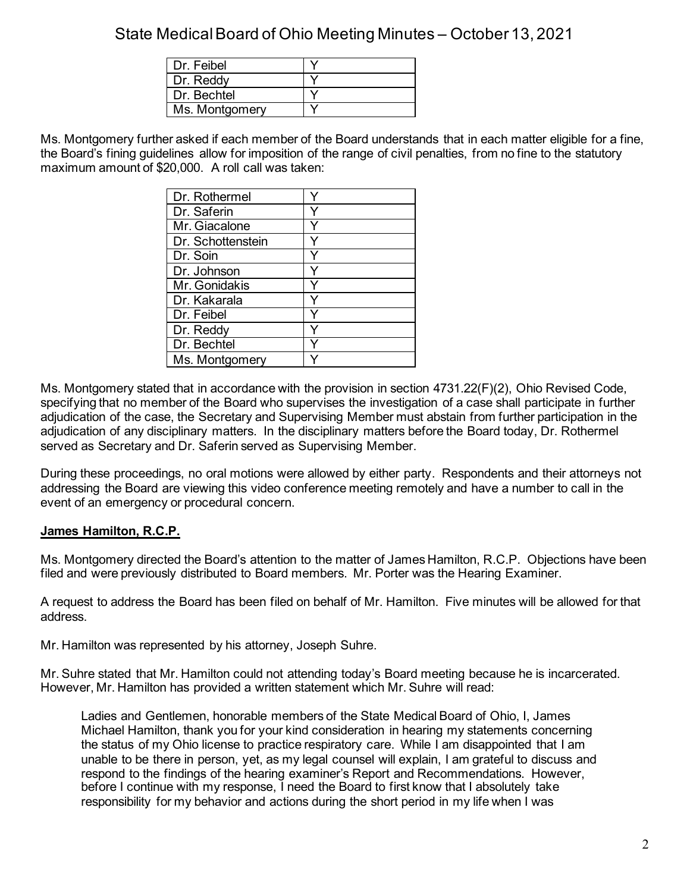| Dr. Feibel | Y |
|---|---|
| Dr. Reddy | Y |
| Dr. Bechtel | Y |
| Ms. Montgomery | Y |

Ms. Montgomery further asked if each member of the Board understands that in each matter eligible for a fine, the Board's fining guidelines allow for imposition of the range of civil penalties, from no fine to the statutory maximum amount of $20,000. A roll call was taken:

| Dr. Rothermel | Y |
|---|---|
| Dr. Saferin | Y |
| Mr. Giacalone | Y |
| Dr. Schottenstein | Y |
| Dr. Soin | Y |
| Dr. Johnson | Y |
| Mr. Gonidakis | Y |
| Dr. Kakarala | Y |
| Dr. Feibel | Y |
| Dr. Reddy | Y |
| Dr. Bechtel | Y |
| Ms. Montgomery | Y |

Ms. Montgomery stated that in accordance with the provision in section 4731.22(F)(2), Ohio Revised Code, specifying that no member of the Board who supervises the investigation of a case shall participate in further adjudication of the case, the Secretary and Supervising Member must abstain from further participation in the adjudication of any disciplinary matters. In the disciplinary matters before the Board today, Dr. Rothermel served as Secretary and Dr. Saferin served as Supervising Member.

During these proceedings, no oral motions were allowed by either party. Respondents and their attorneys not addressing the Board are viewing this video conference meeting remotely and have a number to call in the event of an emergency or procedural concern.

**James Hamilton, R.C.P.**

Ms. Montgomery directed the Board's attention to the matter of James Hamilton, R.C.P. Objections have been filed and were previously distributed to Board members. Mr. Porter was the Hearing Examiner.

A request to address the Board has been filed on behalf of Mr. Hamilton. Five minutes will be allowed for that address.

Mr. Hamilton was represented by his attorney, Joseph Suhre.

Mr. Suhre stated that Mr. Hamilton could not attending today's Board meeting because he is incarcerated. However, Mr. Hamilton has provided a written statement which Mr. Suhre will read:

> Ladies and Gentlemen, honorable members of the State Medical Board of Ohio, I, James Michael Hamilton, thank you for your kind consideration in hearing my statements concerning the status of my Ohio license to practice respiratory care. While I am disappointed that I am unable to be there in person, yet, as my legal counsel will explain, I am grateful to discuss and respond to the findings of the hearing examiner's Report and Recommendations. However, before I continue with my response, I need the Board to first know that I absolutely take responsibility for my behavior and actions during the short period in my life when I was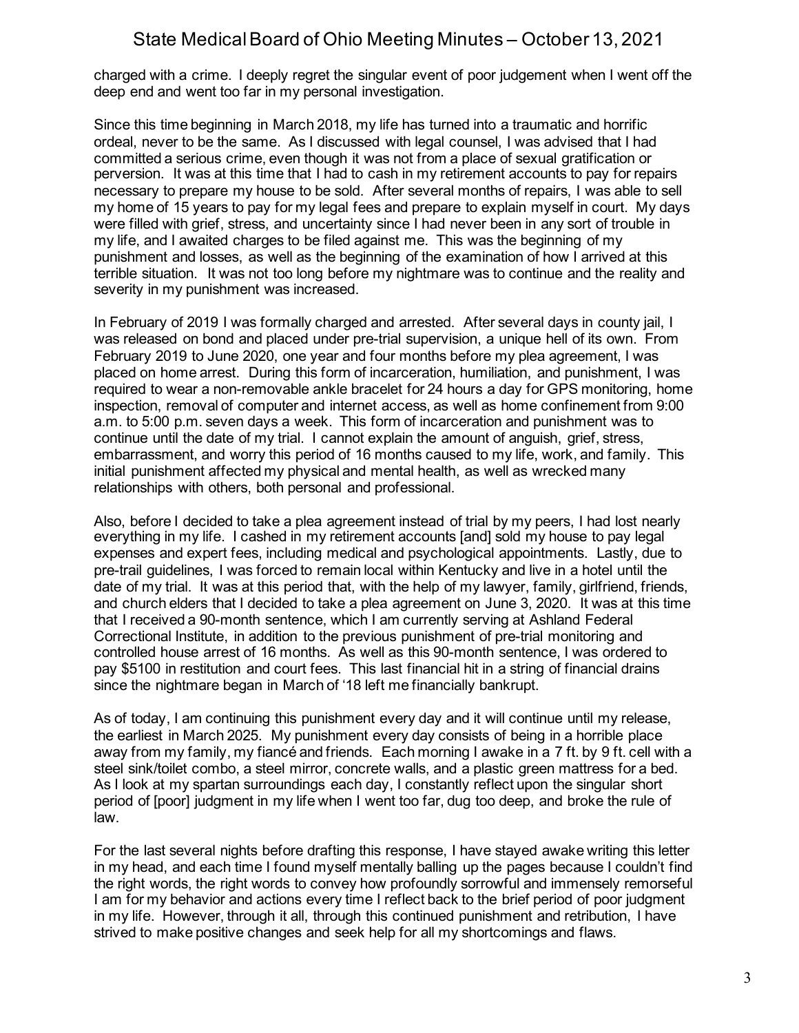charged with a crime. I deeply regret the singular event of poor judgement when I went off the deep end and went too far in my personal investigation.

Since this time beginning in March 2018, my life has turned into a traumatic and horrific ordeal, never to be the same. As I discussed with legal counsel, I was advised that I had committed a serious crime, even though it was not from a place of sexual gratification or perversion. It was at this time that I had to cash in my retirement accounts to pay for repairs necessary to prepare my house to be sold. After several months of repairs, I was able to sell my home of 15 years to pay for my legal fees and prepare to explain myself in court. My days were filled with grief, stress, and uncertainty since I had never been in any sort of trouble in my life, and I awaited charges to be filed against me. This was the beginning of my punishment and losses, as well as the beginning of the examination of how I arrived at this terrible situation. It was not too long before my nightmare was to continue and the reality and severity in my punishment was increased.

In February of 2019 I was formally charged and arrested. After several days in county jail, I was released on bond and placed under pre-trial supervision, a unique hell of its own. From February 2019 to June 2020, one year and four months before my plea agreement, I was placed on home arrest. During this form of incarceration, humiliation, and punishment, I was required to wear a non-removable ankle bracelet for 24 hours a day for GPS monitoring, home inspection, removal of computer and internet access, as well as home confinement from 9:00 a.m. to 5:00 p.m. seven days a week. This form of incarceration and punishment was to continue until the date of my trial. I cannot explain the amount of anguish, grief, stress, embarrassment, and worry this period of 16 months caused to my life, work, and family. This initial punishment affected my physical and mental health, as well as wrecked many relationships with others, both personal and professional.

Also, before I decided to take a plea agreement instead of trial by my peers, I had lost nearly everything in my life. I cashed in my retirement accounts [and] sold my house to pay legal expenses and expert fees, including medical and psychological appointments. Lastly, due to pre-trail guidelines, I was forced to remain local within Kentucky and live in a hotel until the date of my trial. It was at this period that, with the help of my lawyer, family, girlfriend, friends, and church elders that I decided to take a plea agreement on June 3, 2020. It was at this time that I received a 90-month sentence, which I am currently serving at Ashland Federal Correctional Institute, in addition to the previous punishment of pre-trial monitoring and controlled house arrest of 16 months. As well as this 90-month sentence, I was ordered to pay $5100 in restitution and court fees. This last financial hit in a string of financial drains since the nightmare began in March of '18 left me financially bankrupt.

As of today, I am continuing this punishment every day and it will continue until my release, the earliest in March 2025. My punishment every day consists of being in a horrible place away from my family, my fiancé and friends. Each morning I awake in a 7 ft. by 9 ft. cell with a steel sink/toilet combo, a steel mirror, concrete walls, and a plastic green mattress for a bed. As I look at my spartan surroundings each day, I constantly reflect upon the singular short period of [poor] judgment in my life when I went too far, dug too deep, and broke the rule of law.

For the last several nights before drafting this response, I have stayed awake writing this letter in my head, and each time I found myself mentally balling up the pages because I couldn't find the right words, the right words to convey how profoundly sorrowful and immensely remorseful I am for my behavior and actions every time I reflect back to the brief period of poor judgment in my life. However, through it all, through this continued punishment and retribution, I have strived to make positive changes and seek help for all my shortcomings and flaws.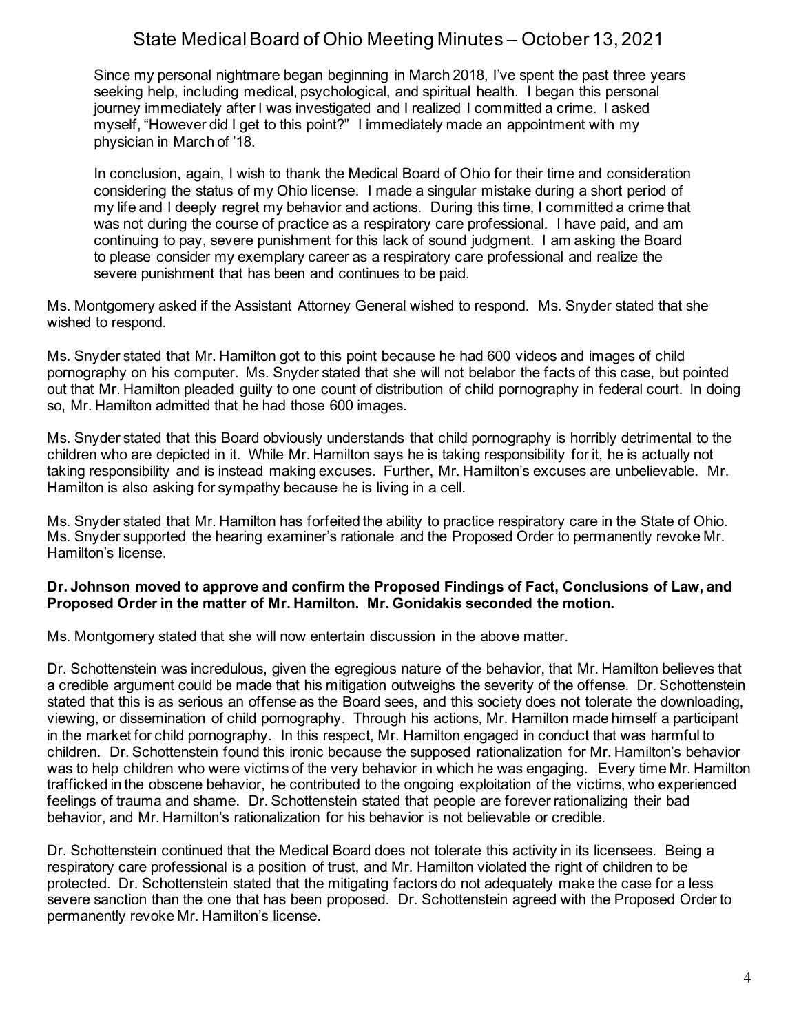Since my personal nightmare began beginning in March 2018, I've spent the past three years seeking help, including medical, psychological, and spiritual health. I began this personal journey immediately after I was investigated and I realized I committed a crime. I asked myself, "However did I get to this point?" I immediately made an appointment with my physician in March of '18.

In conclusion, again, I wish to thank the Medical Board of Ohio for their time and consideration considering the status of my Ohio license. I made a singular mistake during a short period of my life and I deeply regret my behavior and actions. During this time, I committed a crime that was not during the course of practice as a respiratory care professional. I have paid, and am continuing to pay, severe punishment for this lack of sound judgment. I am asking the Board to please consider my exemplary career as a respiratory care professional and realize the severe punishment that has been and continues to be paid.

Ms. Montgomery asked if the Assistant Attorney General wished to respond. Ms. Snyder stated that she wished to respond.

Ms. Snyder stated that Mr. Hamilton got to this point because he had 600 videos and images of child pornography on his computer. Ms. Snyder stated that she will not belabor the facts of this case, but pointed out that Mr. Hamilton pleaded guilty to one count of distribution of child pornography in federal court. In doing so, Mr. Hamilton admitted that he had those 600 images.

Ms. Snyder stated that this Board obviously understands that child pornography is horribly detrimental to the children who are depicted in it. While Mr. Hamilton says he is taking responsibility for it, he is actually not taking responsibility and is instead making excuses. Further, Mr. Hamilton's excuses are unbelievable. Mr. Hamilton is also asking for sympathy because he is living in a cell.

Ms. Snyder stated that Mr. Hamilton has forfeited the ability to practice respiratory care in the State of Ohio. Ms. Snyder supported the hearing examiner's rationale and the Proposed Order to permanently revoke Mr. Hamilton's license.

**Dr. Johnson moved to approve and confirm the Proposed Findings of Fact, Conclusions of Law, and Proposed Order in the matter of Mr. Hamilton. Mr. Gonidakis seconded the motion.**

Ms. Montgomery stated that she will now entertain discussion in the above matter.

Dr. Schottenstein was incredulous, given the egregious nature of the behavior, that Mr. Hamilton believes that a credible argument could be made that his mitigation outweighs the severity of the offense. Dr. Schottenstein stated that this is as serious an offense as the Board sees, and this society does not tolerate the downloading, viewing, or dissemination of child pornography. Through his actions, Mr. Hamilton made himself a participant in the market for child pornography. In this respect, Mr. Hamilton engaged in conduct that was harmful to children. Dr. Schottenstein found this ironic because the supposed rationalization for Mr. Hamilton's behavior was to help children who were victims of the very behavior in which he was engaging. Every time Mr. Hamilton trafficked in the obscene behavior, he contributed to the ongoing exploitation of the victims, who experienced feelings of trauma and shame. Dr. Schottenstein stated that people are forever rationalizing their bad behavior, and Mr. Hamilton's rationalization for his behavior is not believable or credible.

Dr. Schottenstein continued that the Medical Board does not tolerate this activity in its licensees. Being a respiratory care professional is a position of trust, and Mr. Hamilton violated the right of children to be protected. Dr. Schottenstein stated that the mitigating factors do not adequately make the case for a less severe sanction than the one that has been proposed. Dr. Schottenstein agreed with the Proposed Order to permanently revoke Mr. Hamilton's license.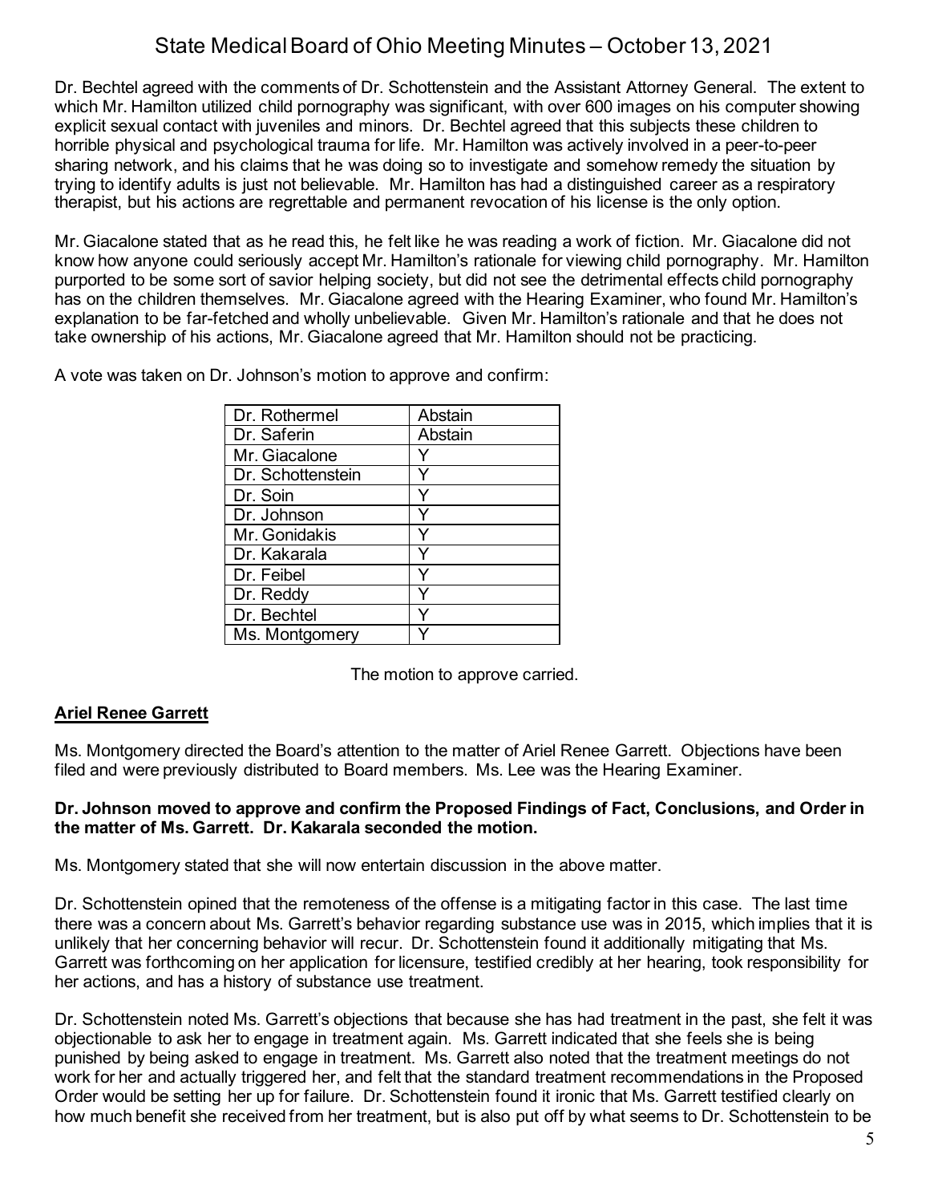Dr. Bechtel agreed with the comments of Dr. Schottenstein and the Assistant Attorney General. The extent to which Mr. Hamilton utilized child pornography was significant, with over 600 images on his computer showing explicit sexual contact with juveniles and minors. Dr. Bechtel agreed that this subjects these children to horrible physical and psychological trauma for life. Mr. Hamilton was actively involved in a peer-to-peer sharing network, and his claims that he was doing so to investigate and somehow remedy the situation by trying to identify adults is just not believable. Mr. Hamilton has had a distinguished career as a respiratory therapist, but his actions are regrettable and permanent revocation of his license is the only option.

Mr. Giacalone stated that as he read this, he felt like he was reading a work of fiction. Mr. Giacalone did not know how anyone could seriously accept Mr. Hamilton's rationale for viewing child pornography. Mr. Hamilton purported to be some sort of savior helping society, but did not see the detrimental effects child pornography has on the children themselves. Mr. Giacalone agreed with the Hearing Examiner, who found Mr. Hamilton's explanation to be far-fetched and wholly unbelievable. Given Mr. Hamilton's rationale and that he does not take ownership of his actions, Mr. Giacalone agreed that Mr. Hamilton should not be practicing.

A vote was taken on Dr. Johnson's motion to approve and confirm:

| | |
|---|---|
| Dr. Rothermel | Abstain |
| Dr. Saferin | Abstain |
| Mr. Giacalone | Y |
| Dr. Schottenstein | Y |
| Dr. Soin | Y |
| Dr. Johnson | Y |
| Mr. Gonidakis | Y |
| Dr. Kakarala | Y |
| Dr. Feibel | Y |
| Dr. Reddy | Y |
| Dr. Bechtel | Y |
| Ms. Montgomery | Y |

The motion to approve carried.

## Ariel Renee Garrett

Ms. Montgomery directed the Board's attention to the matter of Ariel Renee Garrett. Objections have been filed and were previously distributed to Board members. Ms. Lee was the Hearing Examiner.

**Dr. Johnson moved to approve and confirm the Proposed Findings of Fact, Conclusions, and Order in the matter of Ms. Garrett. Dr. Kakarala seconded the motion.**

Ms. Montgomery stated that she will now entertain discussion in the above matter.

Dr. Schottenstein opined that the remoteness of the offense is a mitigating factor in this case. The last time there was a concern about Ms. Garrett's behavior regarding substance use was in 2015, which implies that it is unlikely that her concerning behavior will recur. Dr. Schottenstein found it additionally mitigating that Ms. Garrett was forthcoming on her application for licensure, testified credibly at her hearing, took responsibility for her actions, and has a history of substance use treatment.

Dr. Schottenstein noted Ms. Garrett's objections that because she has had treatment in the past, she felt it was objectionable to ask her to engage in treatment again. Ms. Garrett indicated that she feels she is being punished by being asked to engage in treatment. Ms. Garrett also noted that the treatment meetings do not work for her and actually triggered her, and felt that the standard treatment recommendations in the Proposed Order would be setting her up for failure. Dr. Schottenstein found it ironic that Ms. Garrett testified clearly on how much benefit she received from her treatment, but is also put off by what seems to Dr. Schottenstein to be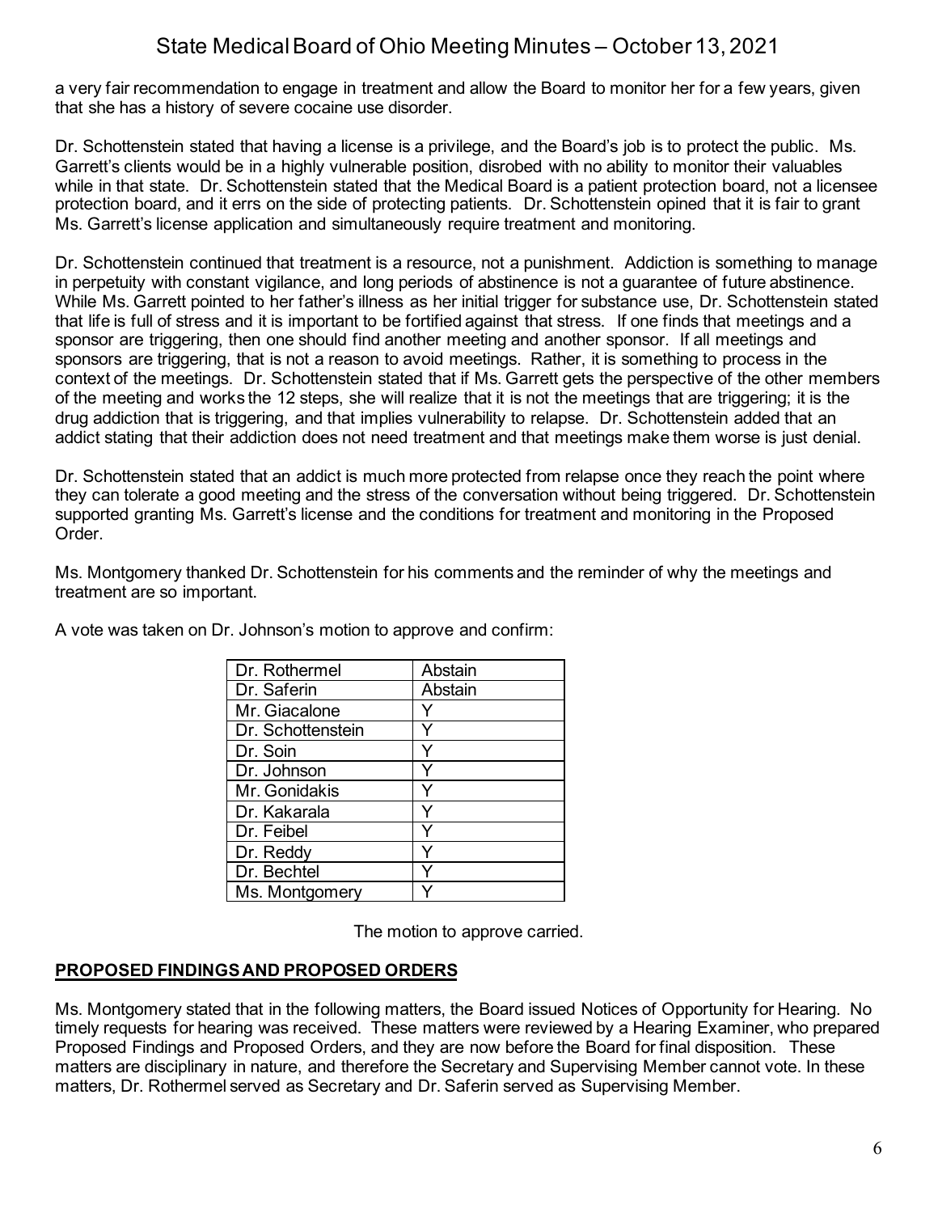a very fair recommendation to engage in treatment and allow the Board to monitor her for a few years, given that she has a history of severe cocaine use disorder.

Dr. Schottenstein stated that having a license is a privilege, and the Board's job is to protect the public. Ms. Garrett's clients would be in a highly vulnerable position, disrobed with no ability to monitor their valuables while in that state. Dr. Schottenstein stated that the Medical Board is a patient protection board, not a licensee protection board, and it errs on the side of protecting patients. Dr. Schottenstein opined that it is fair to grant Ms. Garrett's license application and simultaneously require treatment and monitoring.

Dr. Schottenstein continued that treatment is a resource, not a punishment. Addiction is something to manage in perpetuity with constant vigilance, and long periods of abstinence is not a guarantee of future abstinence. While Ms. Garrett pointed to her father's illness as her initial trigger for substance use, Dr. Schottenstein stated that life is full of stress and it is important to be fortified against that stress. If one finds that meetings and a sponsor are triggering, then one should find another meeting and another sponsor. If all meetings and sponsors are triggering, that is not a reason to avoid meetings. Rather, it is something to process in the context of the meetings. Dr. Schottenstein stated that if Ms. Garrett gets the perspective of the other members of the meeting and works the 12 steps, she will realize that it is not the meetings that are triggering; it is the drug addiction that is triggering, and that implies vulnerability to relapse. Dr. Schottenstein added that an addict stating that their addiction does not need treatment and that meetings make them worse is just denial.

Dr. Schottenstein stated that an addict is much more protected from relapse once they reach the point where they can tolerate a good meeting and the stress of the conversation without being triggered. Dr. Schottenstein supported granting Ms. Garrett's license and the conditions for treatment and monitoring in the Proposed Order.

Ms. Montgomery thanked Dr. Schottenstein for his comments and the reminder of why the meetings and treatment are so important.

A vote was taken on Dr. Johnson's motion to approve and confirm:

| | |
|---|---|
| Dr. Rothermel | Abstain |
| Dr. Saferin | Abstain |
| Mr. Giacalone | Y |
| Dr. Schottenstein | Y |
| Dr. Soin | Y |
| Dr. Johnson | Y |
| Mr. Gonidakis | Y |
| Dr. Kakarala | Y |
| Dr. Feibel | Y |
| Dr. Reddy | Y |
| Dr. Bechtel | Y |
| Ms. Montgomery | Y |

The motion to approve carried.

## PROPOSED FINDINGS AND PROPOSED ORDERS

Ms. Montgomery stated that in the following matters, the Board issued Notices of Opportunity for Hearing. No timely requests for hearing was received. These matters were reviewed by a Hearing Examiner, who prepared Proposed Findings and Proposed Orders, and they are now before the Board for final disposition. These matters are disciplinary in nature, and therefore the Secretary and Supervising Member cannot vote. In these matters, Dr. Rothermel served as Secretary and Dr. Saferin served as Supervising Member.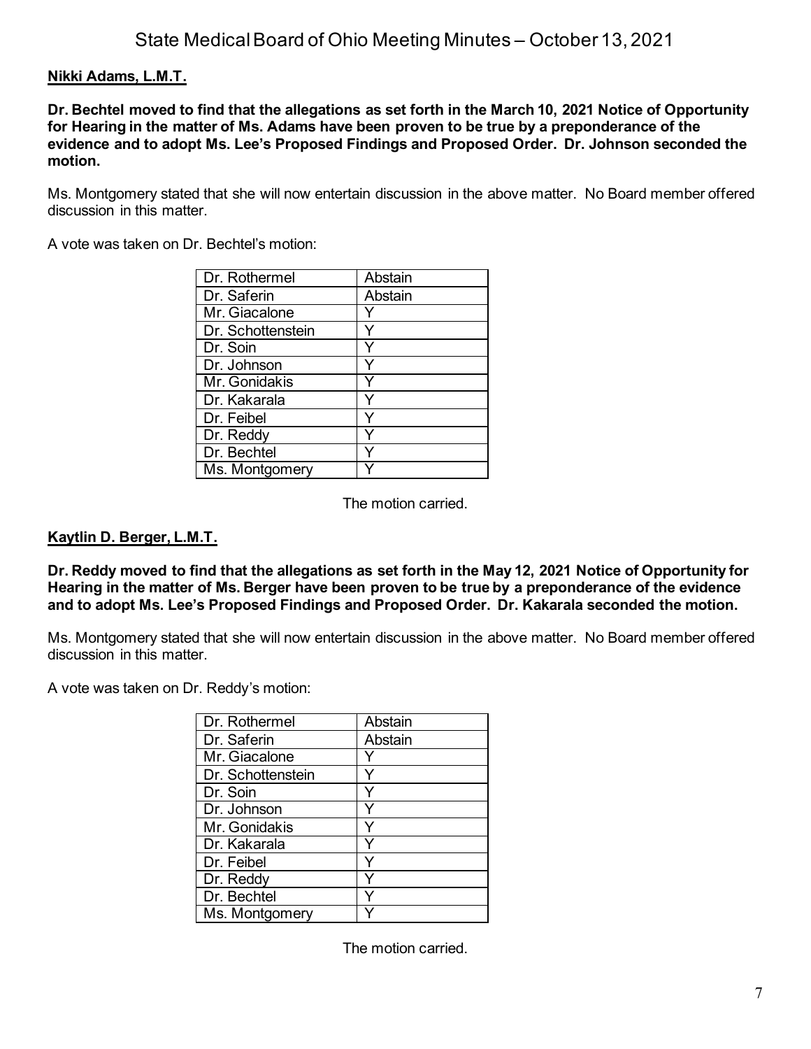**Nikki Adams, L.M.T.**

**Dr. Bechtel moved to find that the allegations as set forth in the March 10, 2021 Notice of Opportunity for Hearing in the matter of Ms. Adams have been proven to be true by a preponderance of the evidence and to adopt Ms. Lee's Proposed Findings and Proposed Order. Dr. Johnson seconded the motion.**

Ms. Montgomery stated that she will now entertain discussion in the above matter. No Board member offered discussion in this matter.

A vote was taken on Dr. Bechtel's motion:

| | |
|---|---|
| Dr. Rothermel | Abstain |
| Dr. Saferin | Abstain |
| Mr. Giacalone | Y |
| Dr. Schottenstein | Y |
| Dr. Soin | Y |
| Dr. Johnson | Y |
| Mr. Gonidakis | Y |
| Dr. Kakarala | Y |
| Dr. Feibel | Y |
| Dr. Reddy | Y |
| Dr. Bechtel | Y |
| Ms. Montgomery | Y |

The motion carried.

**Kaytlin D. Berger, L.M.T.**

**Dr. Reddy moved to find that the allegations as set forth in the May 12, 2021 Notice of Opportunity for Hearing in the matter of Ms. Berger have been proven to be true by a preponderance of the evidence and to adopt Ms. Lee's Proposed Findings and Proposed Order. Dr. Kakarala seconded the motion.**

Ms. Montgomery stated that she will now entertain discussion in the above matter. No Board member offered discussion in this matter.

A vote was taken on Dr. Reddy's motion:

| | |
|---|---|
| Dr. Rothermel | Abstain |
| Dr. Saferin | Abstain |
| Mr. Giacalone | Y |
| Dr. Schottenstein | Y |
| Dr. Soin | Y |
| Dr. Johnson | Y |
| Mr. Gonidakis | Y |
| Dr. Kakarala | Y |
| Dr. Feibel | Y |
| Dr. Reddy | Y |
| Dr. Bechtel | Y |
| Ms. Montgomery | Y |

The motion carried.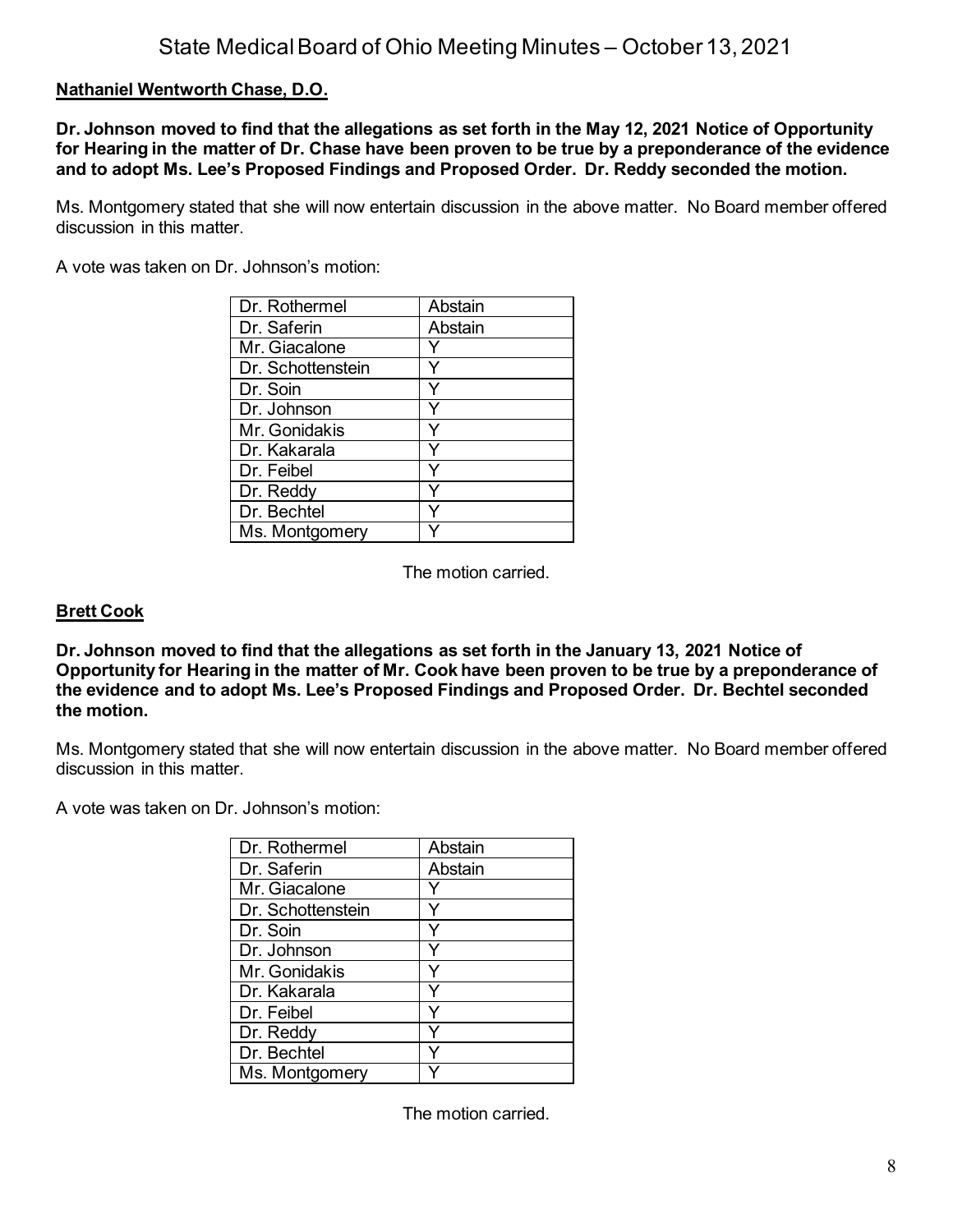**Nathaniel Wentworth Chase, D.O.**

**Dr. Johnson moved to find that the allegations as set forth in the May 12, 2021 Notice of Opportunity for Hearing in the matter of Dr. Chase have been proven to be true by a preponderance of the evidence and to adopt Ms. Lee's Proposed Findings and Proposed Order. Dr. Reddy seconded the motion.**

Ms. Montgomery stated that she will now entertain discussion in the above matter. No Board member offered discussion in this matter.

A vote was taken on Dr. Johnson's motion:

| | |
|---|---|
| Dr. Rothermel | Abstain |
| Dr. Saferin | Abstain |
| Mr. Giacalone | Y |
| Dr. Schottenstein | Y |
| Dr. Soin | Y |
| Dr. Johnson | Y |
| Mr. Gonidakis | Y |
| Dr. Kakarala | Y |
| Dr. Feibel | Y |
| Dr. Reddy | Y |
| Dr. Bechtel | Y |
| Ms. Montgomery | Y |

The motion carried.

**Brett Cook**

**Dr. Johnson moved to find that the allegations as set forth in the January 13, 2021 Notice of Opportunity for Hearing in the matter of Mr. Cook have been proven to be true by a preponderance of the evidence and to adopt Ms. Lee's Proposed Findings and Proposed Order. Dr. Bechtel seconded the motion.**

Ms. Montgomery stated that she will now entertain discussion in the above matter. No Board member offered discussion in this matter.

A vote was taken on Dr. Johnson's motion:

| | |
|---|---|
| Dr. Rothermel | Abstain |
| Dr. Saferin | Abstain |
| Mr. Giacalone | Y |
| Dr. Schottenstein | Y |
| Dr. Soin | Y |
| Dr. Johnson | Y |
| Mr. Gonidakis | Y |
| Dr. Kakarala | Y |
| Dr. Feibel | Y |
| Dr. Reddy | Y |
| Dr. Bechtel | Y |
| Ms. Montgomery | Y |

The motion carried.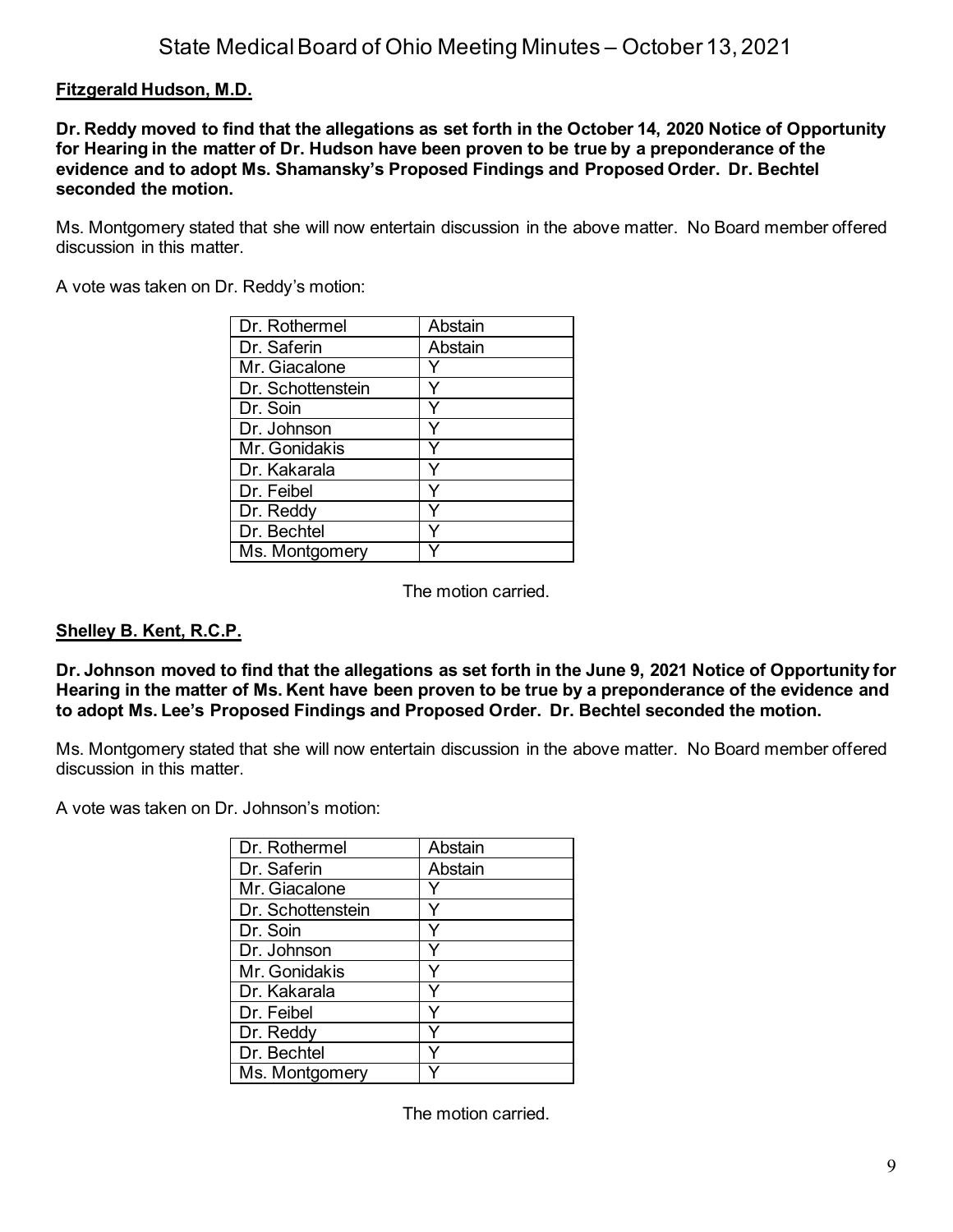**Fitzgerald Hudson, M.D.**

**Dr. Reddy moved to find that the allegations as set forth in the October 14, 2020 Notice of Opportunity for Hearing in the matter of Dr. Hudson have been proven to be true by a preponderance of the evidence and to adopt Ms. Shamansky's Proposed Findings and Proposed Order. Dr. Bechtel seconded the motion.**

Ms. Montgomery stated that she will now entertain discussion in the above matter. No Board member offered discussion in this matter.

A vote was taken on Dr. Reddy's motion:

| | |
|---|---|
| Dr. Rothermel | Abstain |
| Dr. Saferin | Abstain |
| Mr. Giacalone | Y |
| Dr. Schottenstein | Y |
| Dr. Soin | Y |
| Dr. Johnson | Y |
| Mr. Gonidakis | Y |
| Dr. Kakarala | Y |
| Dr. Feibel | Y |
| Dr. Reddy | Y |
| Dr. Bechtel | Y |
| Ms. Montgomery | Y |

The motion carried.

**Shelley B. Kent, R.C.P.**

**Dr. Johnson moved to find that the allegations as set forth in the June 9, 2021 Notice of Opportunity for Hearing in the matter of Ms. Kent have been proven to be true by a preponderance of the evidence and to adopt Ms. Lee's Proposed Findings and Proposed Order. Dr. Bechtel seconded the motion.**

Ms. Montgomery stated that she will now entertain discussion in the above matter. No Board member offered discussion in this matter.

A vote was taken on Dr. Johnson's motion:

| | |
|---|---|
| Dr. Rothermel | Abstain |
| Dr. Saferin | Abstain |
| Mr. Giacalone | Y |
| Dr. Schottenstein | Y |
| Dr. Soin | Y |
| Dr. Johnson | Y |
| Mr. Gonidakis | Y |
| Dr. Kakarala | Y |
| Dr. Feibel | Y |
| Dr. Reddy | Y |
| Dr. Bechtel | Y |
| Ms. Montgomery | Y |

The motion carried.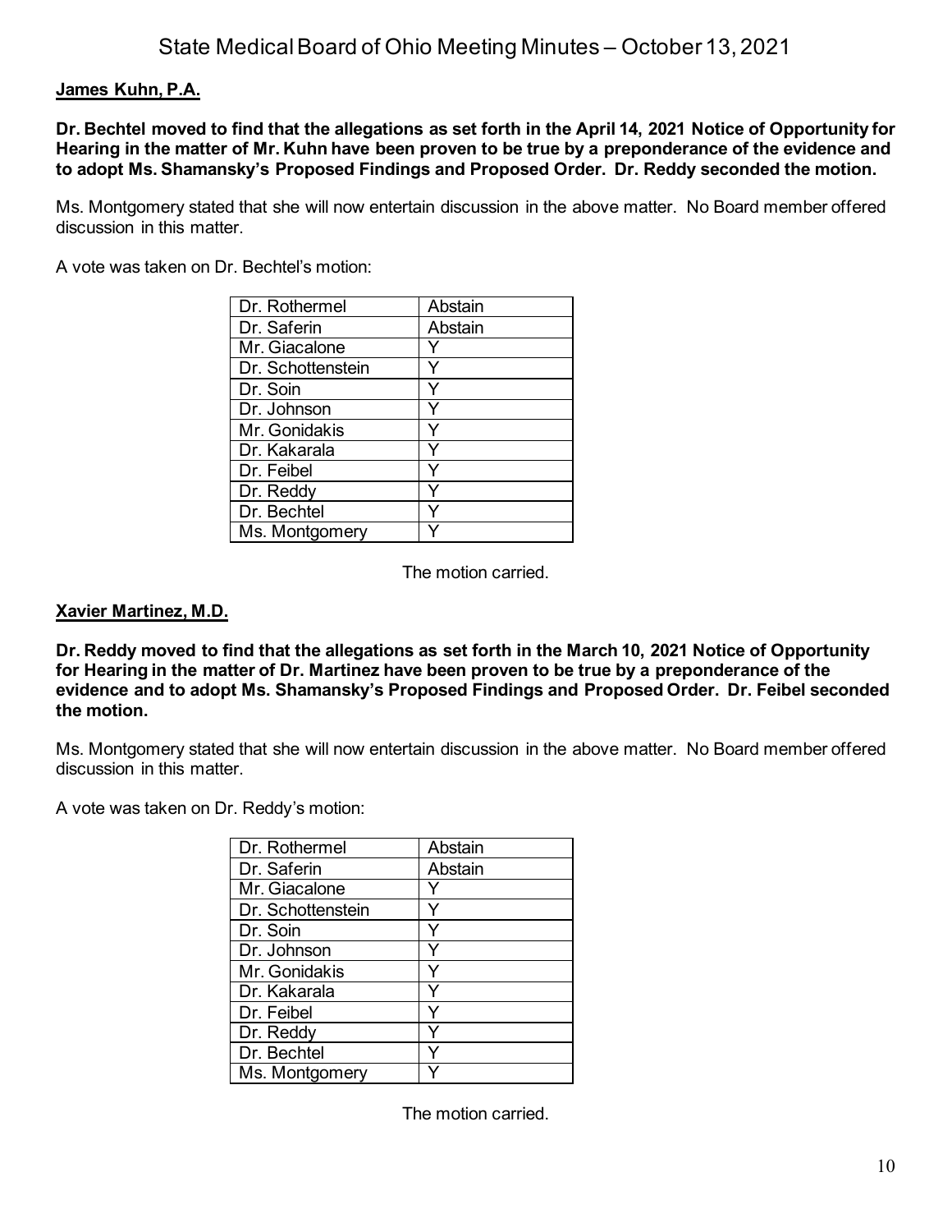**James Kuhn, P.A.**

**Dr. Bechtel moved to find that the allegations as set forth in the April 14, 2021 Notice of Opportunity for Hearing in the matter of Mr. Kuhn have been proven to be true by a preponderance of the evidence and to adopt Ms. Shamansky's Proposed Findings and Proposed Order. Dr. Reddy seconded the motion.**

Ms. Montgomery stated that she will now entertain discussion in the above matter. No Board member offered discussion in this matter.

A vote was taken on Dr. Bechtel's motion:

| | |
|---|---|
| Dr. Rothermel | Abstain |
| Dr. Saferin | Abstain |
| Mr. Giacalone | Y |
| Dr. Schottenstein | Y |
| Dr. Soin | Y |
| Dr. Johnson | Y |
| Mr. Gonidakis | Y |
| Dr. Kakarala | Y |
| Dr. Feibel | Y |
| Dr. Reddy | Y |
| Dr. Bechtel | Y |
| Ms. Montgomery | Y |

The motion carried.

**Xavier Martinez, M.D.**

**Dr. Reddy moved to find that the allegations as set forth in the March 10, 2021 Notice of Opportunity for Hearing in the matter of Dr. Martinez have been proven to be true by a preponderance of the evidence and to adopt Ms. Shamansky's Proposed Findings and Proposed Order. Dr. Feibel seconded the motion.**

Ms. Montgomery stated that she will now entertain discussion in the above matter. No Board member offered discussion in this matter.

A vote was taken on Dr. Reddy's motion:

| | |
|---|---|
| Dr. Rothermel | Abstain |
| Dr. Saferin | Abstain |
| Mr. Giacalone | Y |
| Dr. Schottenstein | Y |
| Dr. Soin | Y |
| Dr. Johnson | Y |
| Mr. Gonidakis | Y |
| Dr. Kakarala | Y |
| Dr. Feibel | Y |
| Dr. Reddy | Y |
| Dr. Bechtel | Y |
| Ms. Montgomery | Y |

The motion carried.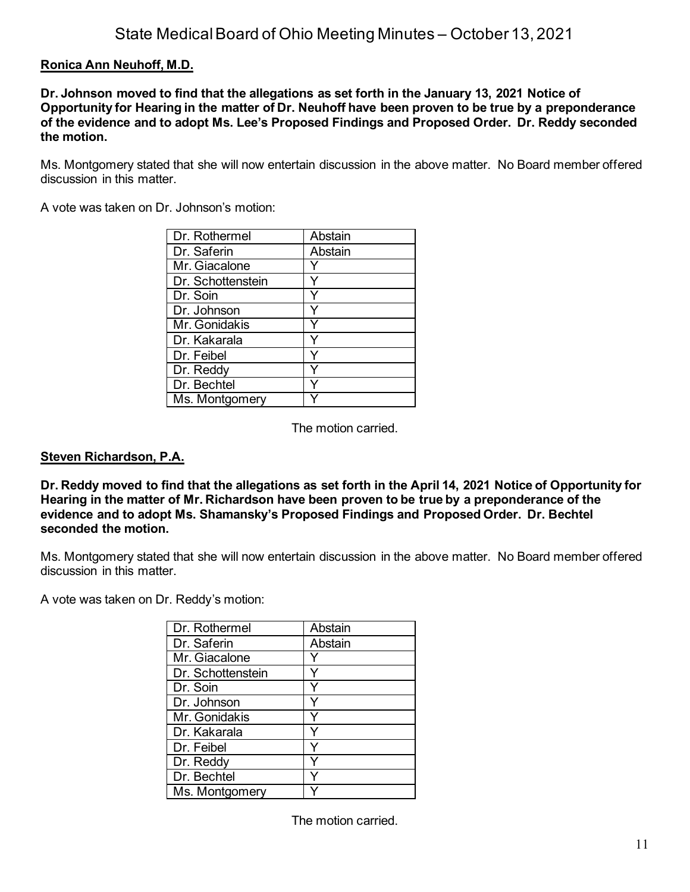**Ronica Ann Neuhoff, M.D.**

**Dr. Johnson moved to find that the allegations as set forth in the January 13, 2021 Notice of Opportunity for Hearing in the matter of Dr. Neuhoff have been proven to be true by a preponderance of the evidence and to adopt Ms. Lee's Proposed Findings and Proposed Order. Dr. Reddy seconded the motion.**

Ms. Montgomery stated that she will now entertain discussion in the above matter. No Board member offered discussion in this matter.

A vote was taken on Dr. Johnson's motion:

| | |
|---|---|
| Dr. Rothermel | Abstain |
| Dr. Saferin | Abstain |
| Mr. Giacalone | Y |
| Dr. Schottenstein | Y |
| Dr. Soin | Y |
| Dr. Johnson | Y |
| Mr. Gonidakis | Y |
| Dr. Kakarala | Y |
| Dr. Feibel | Y |
| Dr. Reddy | Y |
| Dr. Bechtel | Y |
| Ms. Montgomery | Y |

The motion carried.

**Steven Richardson, P.A.**

**Dr. Reddy moved to find that the allegations as set forth in the April 14, 2021 Notice of Opportunity for Hearing in the matter of Mr. Richardson have been proven to be true by a preponderance of the evidence and to adopt Ms. Shamansky's Proposed Findings and Proposed Order. Dr. Bechtel seconded the motion.**

Ms. Montgomery stated that she will now entertain discussion in the above matter. No Board member offered discussion in this matter.

A vote was taken on Dr. Reddy's motion:

| | |
|---|---|
| Dr. Rothermel | Abstain |
| Dr. Saferin | Abstain |
| Mr. Giacalone | Y |
| Dr. Schottenstein | Y |
| Dr. Soin | Y |
| Dr. Johnson | Y |
| Mr. Gonidakis | Y |
| Dr. Kakarala | Y |
| Dr. Feibel | Y |
| Dr. Reddy | Y |
| Dr. Bechtel | Y |
| Ms. Montgomery | Y |

The motion carried.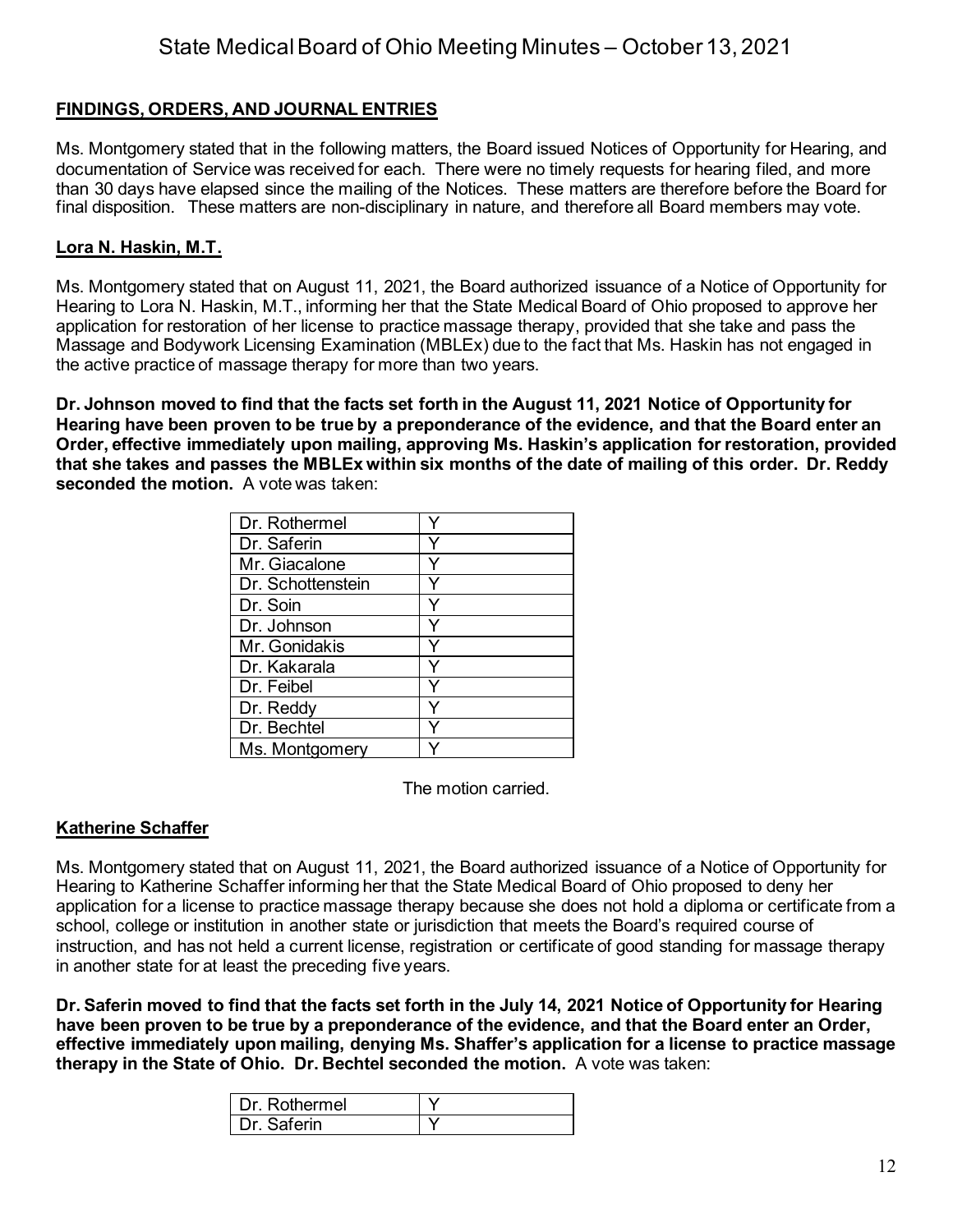## FINDINGS, ORDERS, AND JOURNAL ENTRIES

Ms. Montgomery stated that in the following matters, the Board issued Notices of Opportunity for Hearing, and documentation of Service was received for each. There were no timely requests for hearing filed, and more than 30 days have elapsed since the mailing of the Notices. These matters are therefore before the Board for final disposition. These matters are non-disciplinary in nature, and therefore all Board members may vote.

### Lora N. Haskin, M.T.

Ms. Montgomery stated that on August 11, 2021, the Board authorized issuance of a Notice of Opportunity for Hearing to Lora N. Haskin, M.T., informing her that the State Medical Board of Ohio proposed to approve her application for restoration of her license to practice massage therapy, provided that she take and pass the Massage and Bodywork Licensing Examination (MBLEx) due to the fact that Ms. Haskin has not engaged in the active practice of massage therapy for more than two years.

**Dr. Johnson moved to find that the facts set forth in the August 11, 2021 Notice of Opportunity for Hearing have been proven to be true by a preponderance of the evidence, and that the Board enter an Order, effective immediately upon mailing, approving Ms. Haskin's application for restoration, provided that she takes and passes the MBLEx within six months of the date of mailing of this order. Dr. Reddy seconded the motion.** A vote was taken:

| | |
|---|---|
| Dr. Rothermel | Y |
| Dr. Saferin | Y |
| Mr. Giacalone | Y |
| Dr. Schottenstein | Y |
| Dr. Soin | Y |
| Dr. Johnson | Y |
| Mr. Gonidakis | Y |
| Dr. Kakarala | Y |
| Dr. Feibel | Y |
| Dr. Reddy | Y |
| Dr. Bechtel | Y |
| Ms. Montgomery | Y |

The motion carried.

### Katherine Schaffer

Ms. Montgomery stated that on August 11, 2021, the Board authorized issuance of a Notice of Opportunity for Hearing to Katherine Schaffer informing her that the State Medical Board of Ohio proposed to deny her application for a license to practice massage therapy because she does not hold a diploma or certificate from a school, college or institution in another state or jurisdiction that meets the Board's required course of instruction, and has not held a current license, registration or certificate of good standing for massage therapy in another state for at least the preceding five years.

**Dr. Saferin moved to find that the facts set forth in the July 14, 2021 Notice of Opportunity for Hearing have been proven to be true by a preponderance of the evidence, and that the Board enter an Order, effective immediately upon mailing, denying Ms. Shaffer's application for a license to practice massage therapy in the State of Ohio. Dr. Bechtel seconded the motion.** A vote was taken:

| | |
|---|---|
| Dr. Rothermel | Y |
| Dr. Saferin | Y |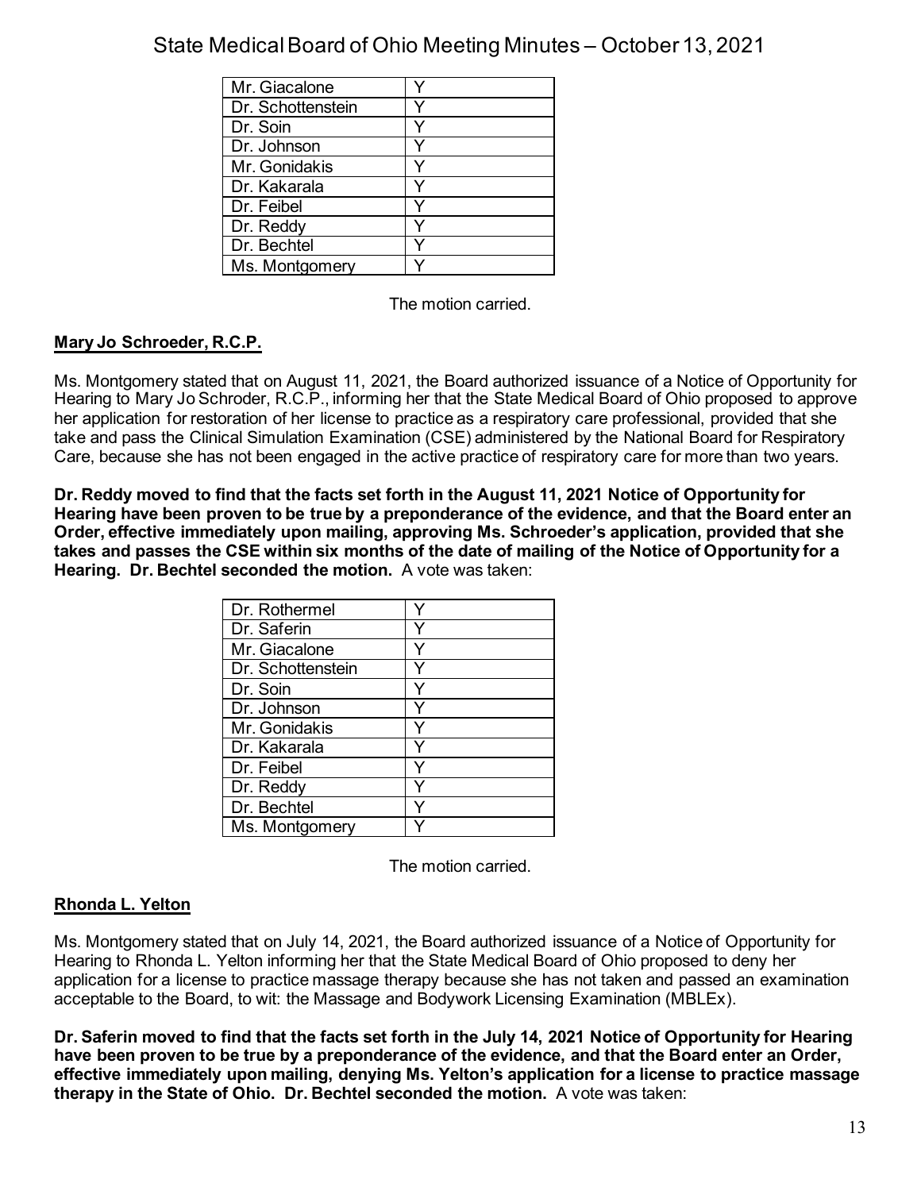| Mr. Giacalone | Y |
|---|---|
| Dr. Schottenstein | Y |
| Dr. Soin | Y |
| Dr. Johnson | Y |
| Mr. Gonidakis | Y |
| Dr. Kakarala | Y |
| Dr. Feibel | Y |
| Dr. Reddy | Y |
| Dr. Bechtel | Y |
| Ms. Montgomery | Y |

The motion carried.

**Mary Jo Schroeder, R.C.P.**

Ms. Montgomery stated that on August 11, 2021, the Board authorized issuance of a Notice of Opportunity for Hearing to Mary Jo Schroder, R.C.P., informing her that the State Medical Board of Ohio proposed to approve her application for restoration of her license to practice as a respiratory care professional, provided that she take and pass the Clinical Simulation Examination (CSE) administered by the National Board for Respiratory Care, because she has not been engaged in the active practice of respiratory care for more than two years.

**Dr. Reddy moved to find that the facts set forth in the August 11, 2021 Notice of Opportunity for Hearing have been proven to be true by a preponderance of the evidence, and that the Board enter an Order, effective immediately upon mailing, approving Ms. Schroeder's application, provided that she takes and passes the CSE within six months of the date of mailing of the Notice of Opportunity for a Hearing. Dr. Bechtel seconded the motion.** A vote was taken:

| Dr. Rothermel | Y |
|---|---|
| Dr. Saferin | Y |
| Mr. Giacalone | Y |
| Dr. Schottenstein | Y |
| Dr. Soin | Y |
| Dr. Johnson | Y |
| Mr. Gonidakis | Y |
| Dr. Kakarala | Y |
| Dr. Feibel | Y |
| Dr. Reddy | Y |
| Dr. Bechtel | Y |
| Ms. Montgomery | Y |

The motion carried.

**Rhonda L. Yelton**

Ms. Montgomery stated that on July 14, 2021, the Board authorized issuance of a Notice of Opportunity for Hearing to Rhonda L. Yelton informing her that the State Medical Board of Ohio proposed to deny her application for a license to practice massage therapy because she has not taken and passed an examination acceptable to the Board, to wit: the Massage and Bodywork Licensing Examination (MBLEx).

**Dr. Saferin moved to find that the facts set forth in the July 14, 2021 Notice of Opportunity for Hearing have been proven to be true by a preponderance of the evidence, and that the Board enter an Order, effective immediately upon mailing, denying Ms. Yelton's application for a license to practice massage therapy in the State of Ohio. Dr. Bechtel seconded the motion.** A vote was taken: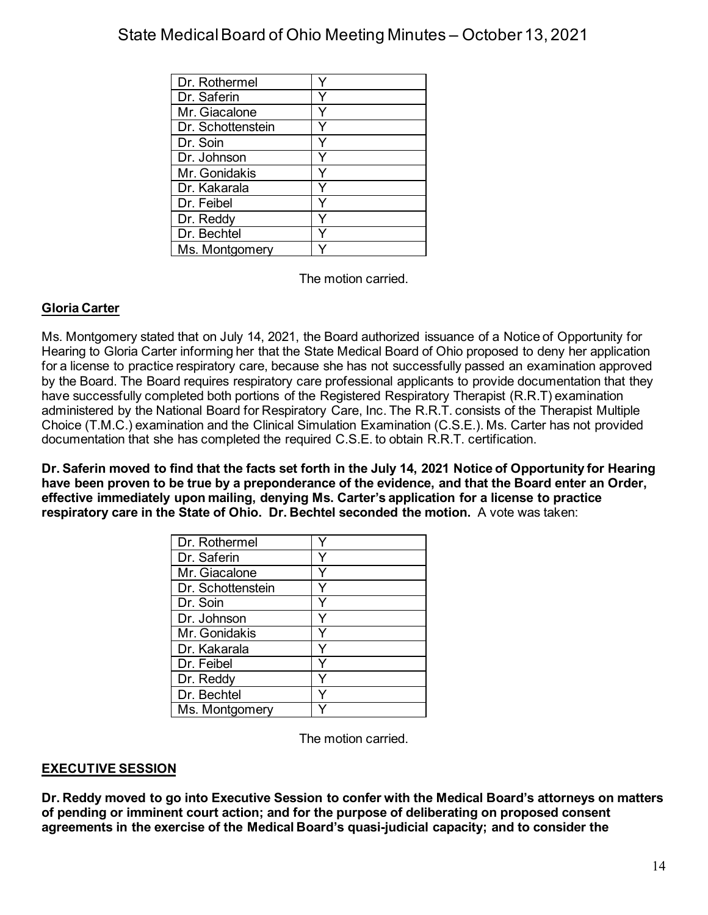| Dr. Rothermel | Y |
|---|---|
| Dr. Saferin | Y |
| Mr. Giacalone | Y |
| Dr. Schottenstein | Y |
| Dr. Soin | Y |
| Dr. Johnson | Y |
| Mr. Gonidakis | Y |
| Dr. Kakarala | Y |
| Dr. Feibel | Y |
| Dr. Reddy | Y |
| Dr. Bechtel | Y |
| Ms. Montgomery | Y |

The motion carried.

**Gloria Carter**

Ms. Montgomery stated that on July 14, 2021, the Board authorized issuance of a Notice of Opportunity for Hearing to Gloria Carter informing her that the State Medical Board of Ohio proposed to deny her application for a license to practice respiratory care, because she has not successfully passed an examination approved by the Board. The Board requires respiratory care professional applicants to provide documentation that they have successfully completed both portions of the Registered Respiratory Therapist (R.R.T) examination administered by the National Board for Respiratory Care, Inc. The R.R.T. consists of the Therapist Multiple Choice (T.M.C.) examination and the Clinical Simulation Examination (C.S.E.). Ms. Carter has not provided documentation that she has completed the required C.S.E. to obtain R.R.T. certification.

**Dr. Saferin moved to find that the facts set forth in the July 14, 2021 Notice of Opportunity for Hearing have been proven to be true by a preponderance of the evidence, and that the Board enter an Order, effective immediately upon mailing, denying Ms. Carter's application for a license to practice respiratory care in the State of Ohio. Dr. Bechtel seconded the motion.** A vote was taken:

| Dr. Rothermel | Y |
|---|---|
| Dr. Saferin | Y |
| Mr. Giacalone | Y |
| Dr. Schottenstein | Y |
| Dr. Soin | Y |
| Dr. Johnson | Y |
| Mr. Gonidakis | Y |
| Dr. Kakarala | Y |
| Dr. Feibel | Y |
| Dr. Reddy | Y |
| Dr. Bechtel | Y |
| Ms. Montgomery | Y |

The motion carried.

**EXECUTIVE SESSION**

**Dr. Reddy moved to go into Executive Session to confer with the Medical Board's attorneys on matters of pending or imminent court action; and for the purpose of deliberating on proposed consent agreements in the exercise of the Medical Board's quasi-judicial capacity; and to consider the**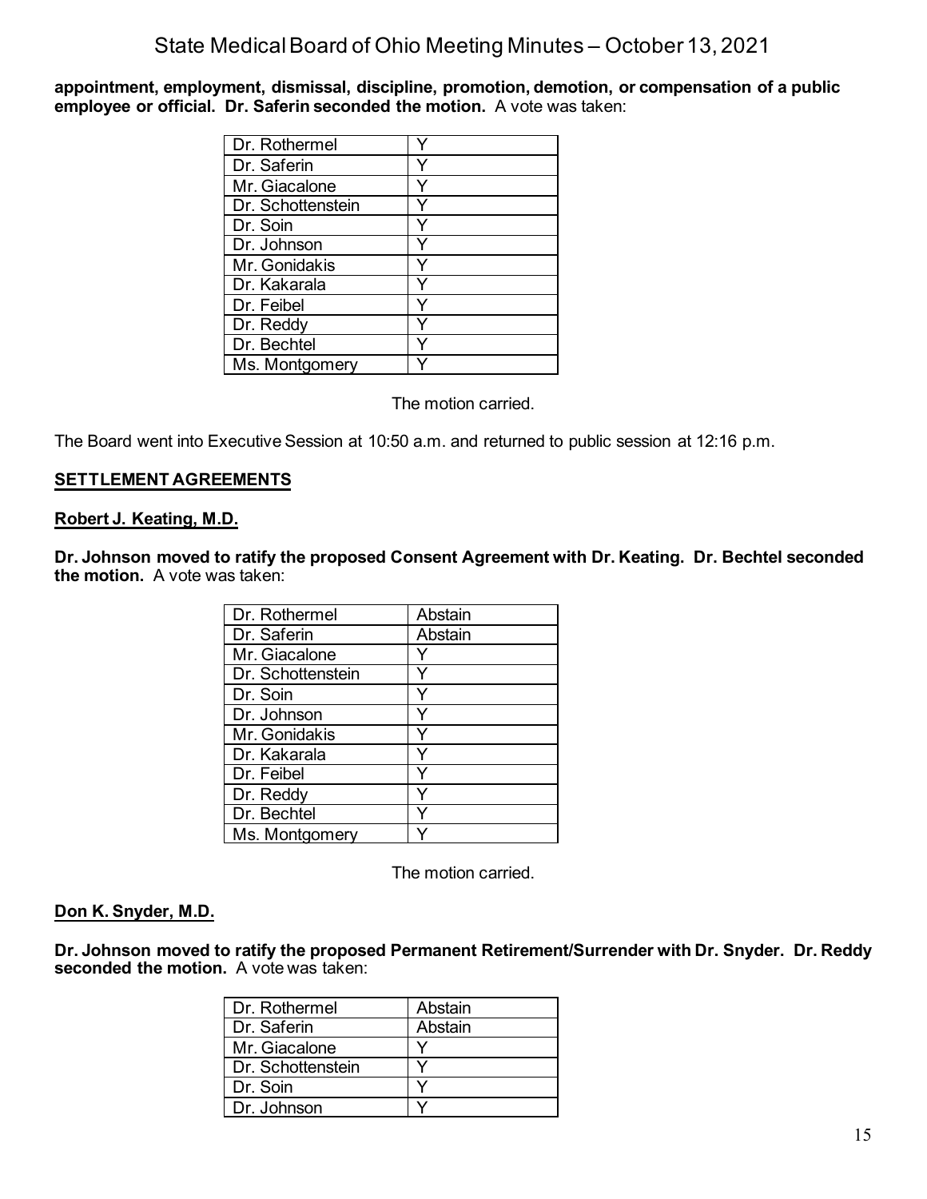**appointment, employment, dismissal, discipline, promotion, demotion, or compensation of a public employee or official. Dr. Saferin seconded the motion.** A vote was taken:

| | |
|---|---|
| Dr. Rothermel | Y |
| Dr. Saferin | Y |
| Mr. Giacalone | Y |
| Dr. Schottenstein | Y |
| Dr. Soin | Y |
| Dr. Johnson | Y |
| Mr. Gonidakis | Y |
| Dr. Kakarala | Y |
| Dr. Feibel | Y |
| Dr. Reddy | Y |
| Dr. Bechtel | Y |
| Ms. Montgomery | Y |

The motion carried.

The Board went into Executive Session at 10:50 a.m. and returned to public session at 12:16 p.m.

## SETTLEMENT AGREEMENTS

### Robert J. Keating, M.D.

**Dr. Johnson moved to ratify the proposed Consent Agreement with Dr. Keating. Dr. Bechtel seconded the motion.** A vote was taken:

| | |
|---|---|
| Dr. Rothermel | Abstain |
| Dr. Saferin | Abstain |
| Mr. Giacalone | Y |
| Dr. Schottenstein | Y |
| Dr. Soin | Y |
| Dr. Johnson | Y |
| Mr. Gonidakis | Y |
| Dr. Kakarala | Y |
| Dr. Feibel | Y |
| Dr. Reddy | Y |
| Dr. Bechtel | Y |
| Ms. Montgomery | Y |

The motion carried.

### Don K. Snyder, M.D.

**Dr. Johnson moved to ratify the proposed Permanent Retirement/Surrender with Dr. Snyder. Dr. Reddy seconded the motion.** A vote was taken:

| | |
|---|---|
| Dr. Rothermel | Abstain |
| Dr. Saferin | Abstain |
| Mr. Giacalone | Y |
| Dr. Schottenstein | Y |
| Dr. Soin | Y |
| Dr. Johnson | Y |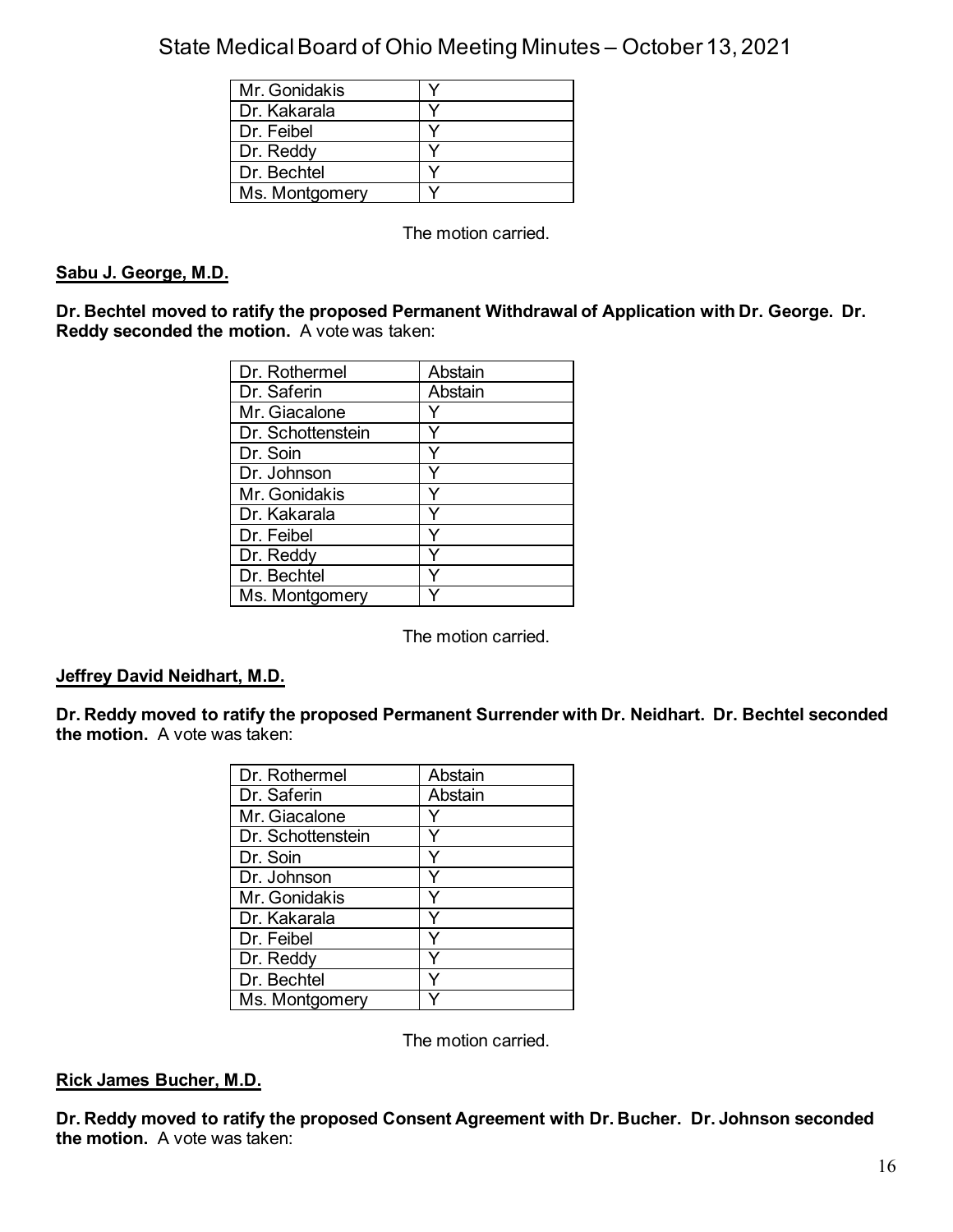| Mr. Gonidakis | Y |
|---|---|
| Dr. Kakarala | Y |
| Dr. Feibel | Y |
| Dr. Reddy | Y |
| Dr. Bechtel | Y |
| Ms. Montgomery | Y |

The motion carried.

**Sabu J. George, M.D.**

**Dr. Bechtel moved to ratify the proposed Permanent Withdrawal of Application with Dr. George. Dr. Reddy seconded the motion.** A vote was taken:

| Dr. Rothermel | Abstain |
|---|---|
| Dr. Saferin | Abstain |
| Mr. Giacalone | Y |
| Dr. Schottenstein | Y |
| Dr. Soin | Y |
| Dr. Johnson | Y |
| Mr. Gonidakis | Y |
| Dr. Kakarala | Y |
| Dr. Feibel | Y |
| Dr. Reddy | Y |
| Dr. Bechtel | Y |
| Ms. Montgomery | Y |

The motion carried.

**Jeffrey David Neidhart, M.D.**

**Dr. Reddy moved to ratify the proposed Permanent Surrender with Dr. Neidhart. Dr. Bechtel seconded the motion.** A vote was taken:

| Dr. Rothermel | Abstain |
|---|---|
| Dr. Saferin | Abstain |
| Mr. Giacalone | Y |
| Dr. Schottenstein | Y |
| Dr. Soin | Y |
| Dr. Johnson | Y |
| Mr. Gonidakis | Y |
| Dr. Kakarala | Y |
| Dr. Feibel | Y |
| Dr. Reddy | Y |
| Dr. Bechtel | Y |
| Ms. Montgomery | Y |

The motion carried.

**Rick James Bucher, M.D.**

**Dr. Reddy moved to ratify the proposed Consent Agreement with Dr. Bucher. Dr. Johnson seconded the motion.** A vote was taken: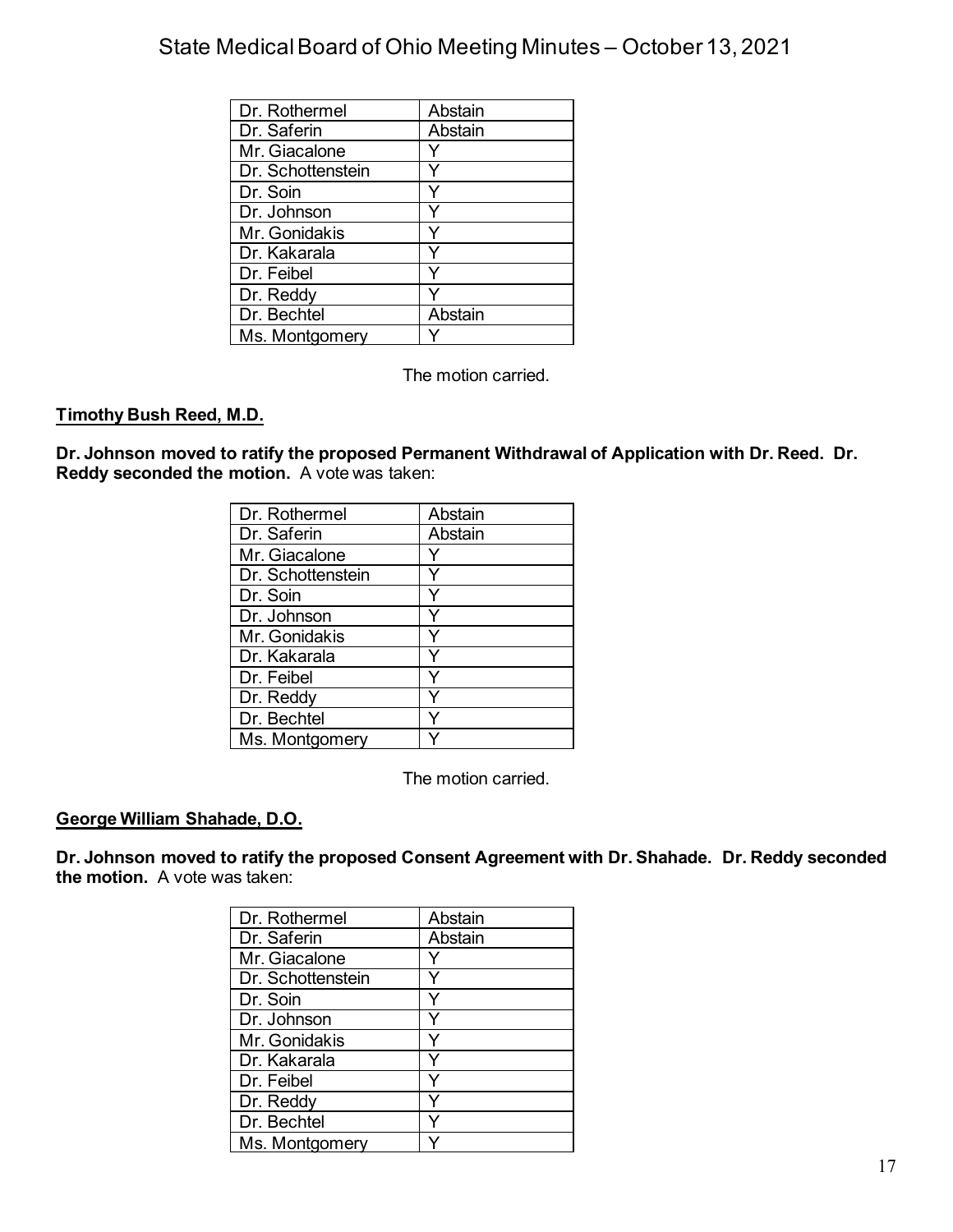| Dr. Rothermel | Abstain |
|---|---|
| Dr. Saferin | Abstain |
| Mr. Giacalone | Y |
| Dr. Schottenstein | Y |
| Dr. Soin | Y |
| Dr. Johnson | Y |
| Mr. Gonidakis | Y |
| Dr. Kakarala | Y |
| Dr. Feibel | Y |
| Dr. Reddy | Y |
| Dr. Bechtel | Abstain |
| Ms. Montgomery | Y |

The motion carried.

**Timothy Bush Reed, M.D.**

**Dr. Johnson moved to ratify the proposed Permanent Withdrawal of Application with Dr. Reed. Dr. Reddy seconded the motion.** A vote was taken:

| Dr. Rothermel | Abstain |
|---|---|
| Dr. Saferin | Abstain |
| Mr. Giacalone | Y |
| Dr. Schottenstein | Y |
| Dr. Soin | Y |
| Dr. Johnson | Y |
| Mr. Gonidakis | Y |
| Dr. Kakarala | Y |
| Dr. Feibel | Y |
| Dr. Reddy | Y |
| Dr. Bechtel | Y |
| Ms. Montgomery | Y |

The motion carried.

**George William Shahade, D.O.**

**Dr. Johnson moved to ratify the proposed Consent Agreement with Dr. Shahade. Dr. Reddy seconded the motion.** A vote was taken:

| Dr. Rothermel | Abstain |
|---|---|
| Dr. Saferin | Abstain |
| Mr. Giacalone | Y |
| Dr. Schottenstein | Y |
| Dr. Soin | Y |
| Dr. Johnson | Y |
| Mr. Gonidakis | Y |
| Dr. Kakarala | Y |
| Dr. Feibel | Y |
| Dr. Reddy | Y |
| Dr. Bechtel | Y |
| Ms. Montgomery | Y |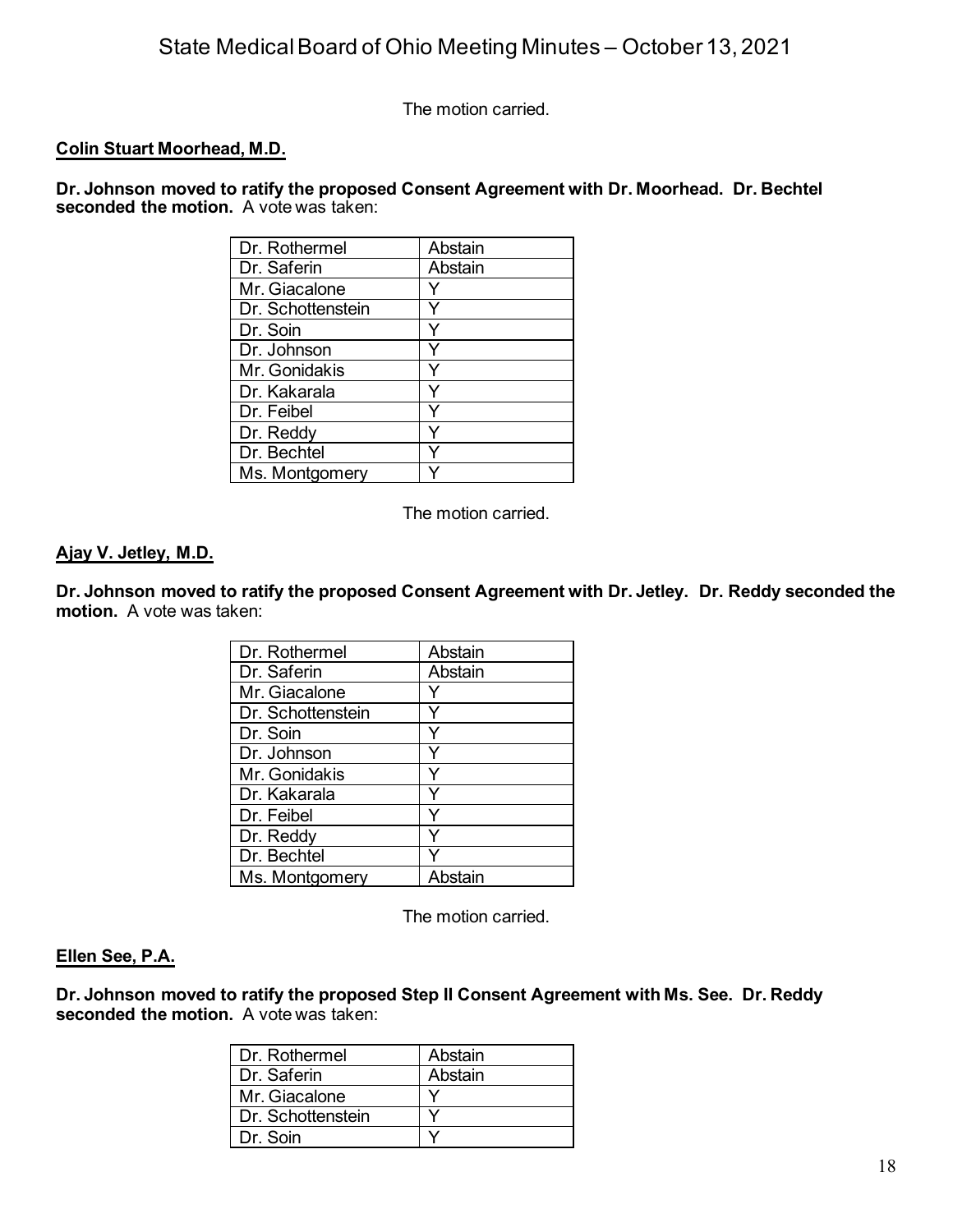The motion carried.

**Colin Stuart Moorhead, M.D.**

**Dr. Johnson moved to ratify the proposed Consent Agreement with Dr. Moorhead. Dr. Bechtel seconded the motion.** A vote was taken:

| | |
|---|---|
| Dr. Rothermel | Abstain |
| Dr. Saferin | Abstain |
| Mr. Giacalone | Y |
| Dr. Schottenstein | Y |
| Dr. Soin | Y |
| Dr. Johnson | Y |
| Mr. Gonidakis | Y |
| Dr. Kakarala | Y |
| Dr. Feibel | Y |
| Dr. Reddy | Y |
| Dr. Bechtel | Y |
| Ms. Montgomery | Y |

The motion carried.

**Ajay V. Jetley, M.D.**

**Dr. Johnson moved to ratify the proposed Consent Agreement with Dr. Jetley. Dr. Reddy seconded the motion.** A vote was taken:

| | |
|---|---|
| Dr. Rothermel | Abstain |
| Dr. Saferin | Abstain |
| Mr. Giacalone | Y |
| Dr. Schottenstein | Y |
| Dr. Soin | Y |
| Dr. Johnson | Y |
| Mr. Gonidakis | Y |
| Dr. Kakarala | Y |
| Dr. Feibel | Y |
| Dr. Reddy | Y |
| Dr. Bechtel | Y |
| Ms. Montgomery | Abstain |

The motion carried.

**Ellen See, P.A.**

**Dr. Johnson moved to ratify the proposed Step II Consent Agreement with Ms. See. Dr. Reddy seconded the motion.** A vote was taken:

| | |
|---|---|
| Dr. Rothermel | Abstain |
| Dr. Saferin | Abstain |
| Mr. Giacalone | Y |
| Dr. Schottenstein | Y |
| Dr. Soin | Y |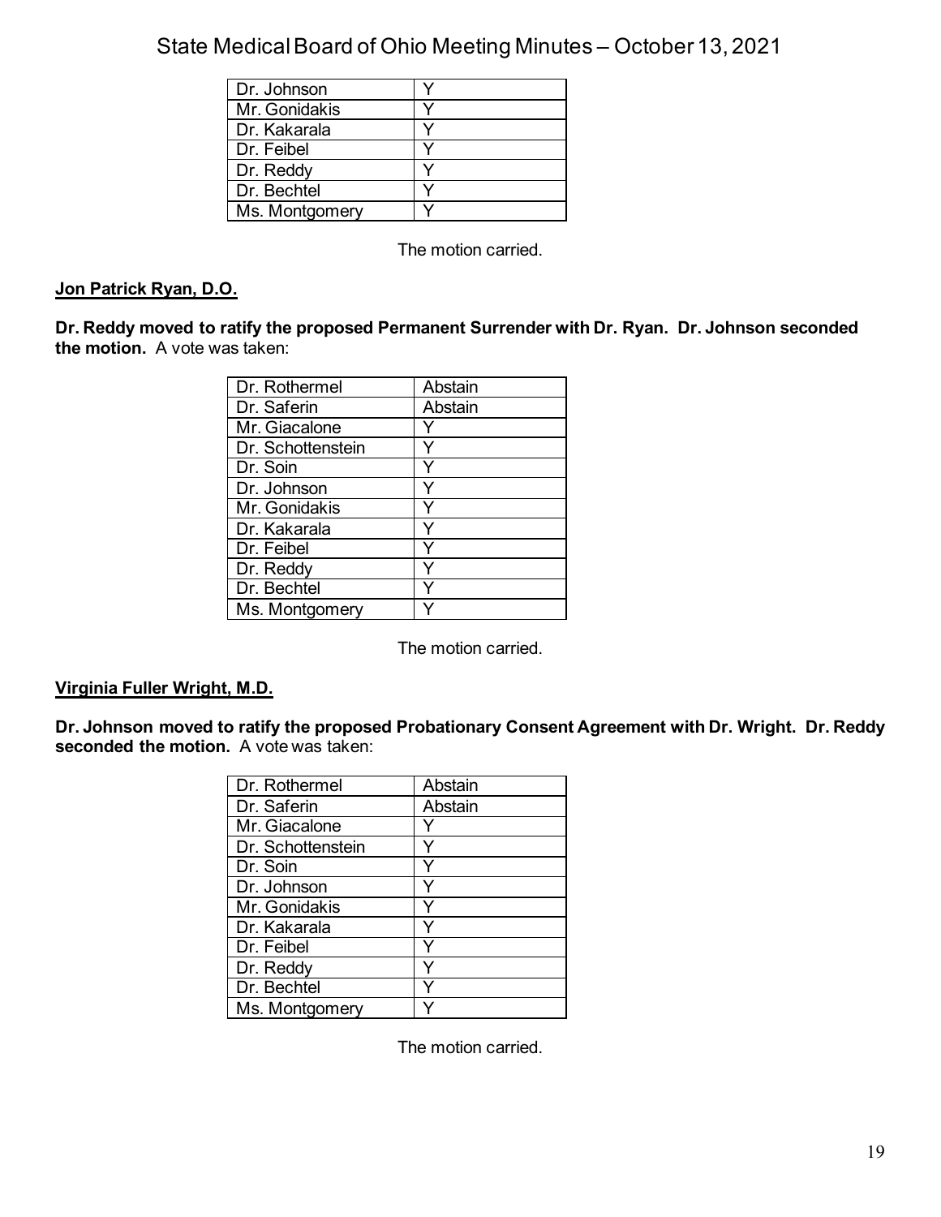| Dr. Johnson | Y |
|---|---|
| Mr. Gonidakis | Y |
| Dr. Kakarala | Y |
| Dr. Feibel | Y |
| Dr. Reddy | Y |
| Dr. Bechtel | Y |
| Ms. Montgomery | Y |

The motion carried.

**Jon Patrick Ryan, D.O.**

**Dr. Reddy moved to ratify the proposed Permanent Surrender with Dr. Ryan. Dr. Johnson seconded the motion.** A vote was taken:

| Dr. Rothermel | Abstain |
|---|---|
| Dr. Saferin | Abstain |
| Mr. Giacalone | Y |
| Dr. Schottenstein | Y |
| Dr. Soin | Y |
| Dr. Johnson | Y |
| Mr. Gonidakis | Y |
| Dr. Kakarala | Y |
| Dr. Feibel | Y |
| Dr. Reddy | Y |
| Dr. Bechtel | Y |
| Ms. Montgomery | Y |

The motion carried.

**Virginia Fuller Wright, M.D.**

**Dr. Johnson moved to ratify the proposed Probationary Consent Agreement with Dr. Wright. Dr. Reddy seconded the motion.** A vote was taken:

| Dr. Rothermel | Abstain |
|---|---|
| Dr. Saferin | Abstain |
| Mr. Giacalone | Y |
| Dr. Schottenstein | Y |
| Dr. Soin | Y |
| Dr. Johnson | Y |
| Mr. Gonidakis | Y |
| Dr. Kakarala | Y |
| Dr. Feibel | Y |
| Dr. Reddy | Y |
| Dr. Bechtel | Y |
| Ms. Montgomery | Y |

The motion carried.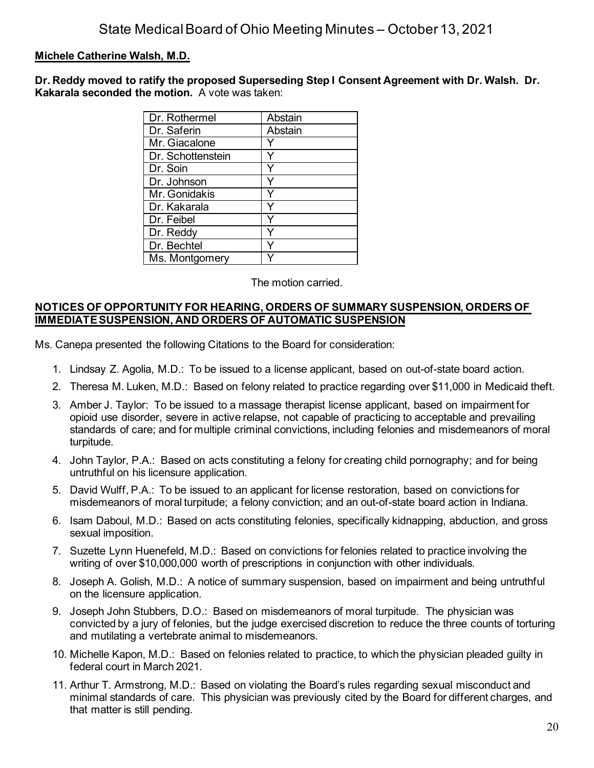**Michele Catherine Walsh, M.D.**

**Dr. Reddy moved to ratify the proposed Superseding Step I Consent Agreement with Dr. Walsh. Dr. Kakarala seconded the motion.** A vote was taken:

| | |
|---|---|
| Dr. Rothermel | Abstain |
| Dr. Saferin | Abstain |
| Mr. Giacalone | Y |
| Dr. Schottenstein | Y |
| Dr. Soin | Y |
| Dr. Johnson | Y |
| Mr. Gonidakis | Y |
| Dr. Kakarala | Y |
| Dr. Feibel | Y |
| Dr. Reddy | Y |
| Dr. Bechtel | Y |
| Ms. Montgomery | Y |

The motion carried.

**NOTICES OF OPPORTUNITY FOR HEARING, ORDERS OF SUMMARY SUSPENSION, ORDERS OF IMMEDIATE SUSPENSION, AND ORDERS OF AUTOMATIC SUSPENSION**

Ms. Canepa presented the following Citations to the Board for consideration:

1. Lindsay Z. Agolia, M.D.: To be issued to a license applicant, based on out-of-state board action.
2. Theresa M. Luken, M.D.: Based on felony related to practice regarding over $11,000 in Medicaid theft.
3. Amber J. Taylor: To be issued to a massage therapist license applicant, based on impairment for opioid use disorder, severe in active relapse, not capable of practicing to acceptable and prevailing standards of care; and for multiple criminal convictions, including felonies and misdemeanors of moral turpitude.
4. John Taylor, P.A.: Based on acts constituting a felony for creating child pornography; and for being untruthful on his licensure application.
5. David Wulff, P.A.: To be issued to an applicant for license restoration, based on convictions for misdemeanors of moral turpitude; a felony conviction; and an out-of-state board action in Indiana.
6. Isam Daboul, M.D.: Based on acts constituting felonies, specifically kidnapping, abduction, and gross sexual imposition.
7. Suzette Lynn Huenefeld, M.D.: Based on convictions for felonies related to practice involving the writing of over $10,000,000 worth of prescriptions in conjunction with other individuals.
8. Joseph A. Golish, M.D.: A notice of summary suspension, based on impairment and being untruthful on the licensure application.
9. Joseph John Stubbers, D.O.: Based on misdemeanors of moral turpitude. The physician was convicted by a jury of felonies, but the judge exercised discretion to reduce the three counts of torturing and mutilating a vertebrate animal to misdemeanors.
10. Michelle Kapon, M.D.: Based on felonies related to practice, to which the physician pleaded guilty in federal court in March 2021.
11. Arthur T. Armstrong, M.D.: Based on violating the Board's rules regarding sexual misconduct and minimal standards of care. This physician was previously cited by the Board for different charges, and that matter is still pending.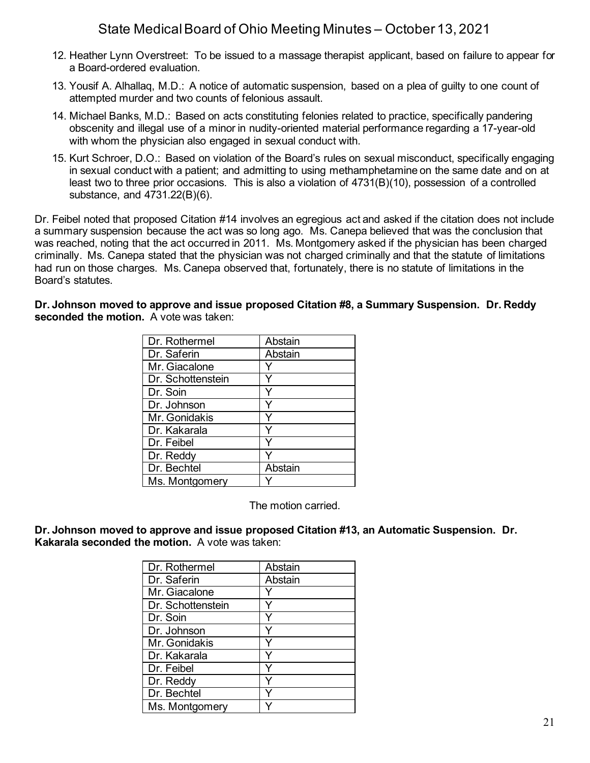12. Heather Lynn Overstreet: To be issued to a massage therapist applicant, based on failure to appear for a Board-ordered evaluation.

13. Yousif A. Alhallaq, M.D.: A notice of automatic suspension, based on a plea of guilty to one count of attempted murder and two counts of felonious assault.

14. Michael Banks, M.D.: Based on acts constituting felonies related to practice, specifically pandering obscenity and illegal use of a minor in nudity-oriented material performance regarding a 17-year-old with whom the physician also engaged in sexual conduct with.

15. Kurt Schroer, D.O.: Based on violation of the Board's rules on sexual misconduct, specifically engaging in sexual conduct with a patient; and admitting to using methamphetamine on the same date and on at least two to three prior occasions. This is also a violation of 4731(B)(10), possession of a controlled substance, and 4731.22(B)(6).

Dr. Feibel noted that proposed Citation #14 involves an egregious act and asked if the citation does not include a summary suspension because the act was so long ago. Ms. Canepa believed that was the conclusion that was reached, noting that the act occurred in 2011. Ms. Montgomery asked if the physician has been charged criminally. Ms. Canepa stated that the physician was not charged criminally and that the statute of limitations had run on those charges. Ms. Canepa observed that, fortunately, there is no statute of limitations in the Board's statutes.

**Dr. Johnson moved to approve and issue proposed Citation #8, a Summary Suspension. Dr. Reddy seconded the motion.** A vote was taken:

| | |
|---|---|
| Dr. Rothermel | Abstain |
| Dr. Saferin | Abstain |
| Mr. Giacalone | Y |
| Dr. Schottenstein | Y |
| Dr. Soin | Y |
| Dr. Johnson | Y |
| Mr. Gonidakis | Y |
| Dr. Kakarala | Y |
| Dr. Feibel | Y |
| Dr. Reddy | Y |
| Dr. Bechtel | Abstain |
| Ms. Montgomery | Y |

The motion carried.

**Dr. Johnson moved to approve and issue proposed Citation #13, an Automatic Suspension. Dr. Kakarala seconded the motion.** A vote was taken:

| | |
|---|---|
| Dr. Rothermel | Abstain |
| Dr. Saferin | Abstain |
| Mr. Giacalone | Y |
| Dr. Schottenstein | Y |
| Dr. Soin | Y |
| Dr. Johnson | Y |
| Mr. Gonidakis | Y |
| Dr. Kakarala | Y |
| Dr. Feibel | Y |
| Dr. Reddy | Y |
| Dr. Bechtel | Y |
| Ms. Montgomery | Y |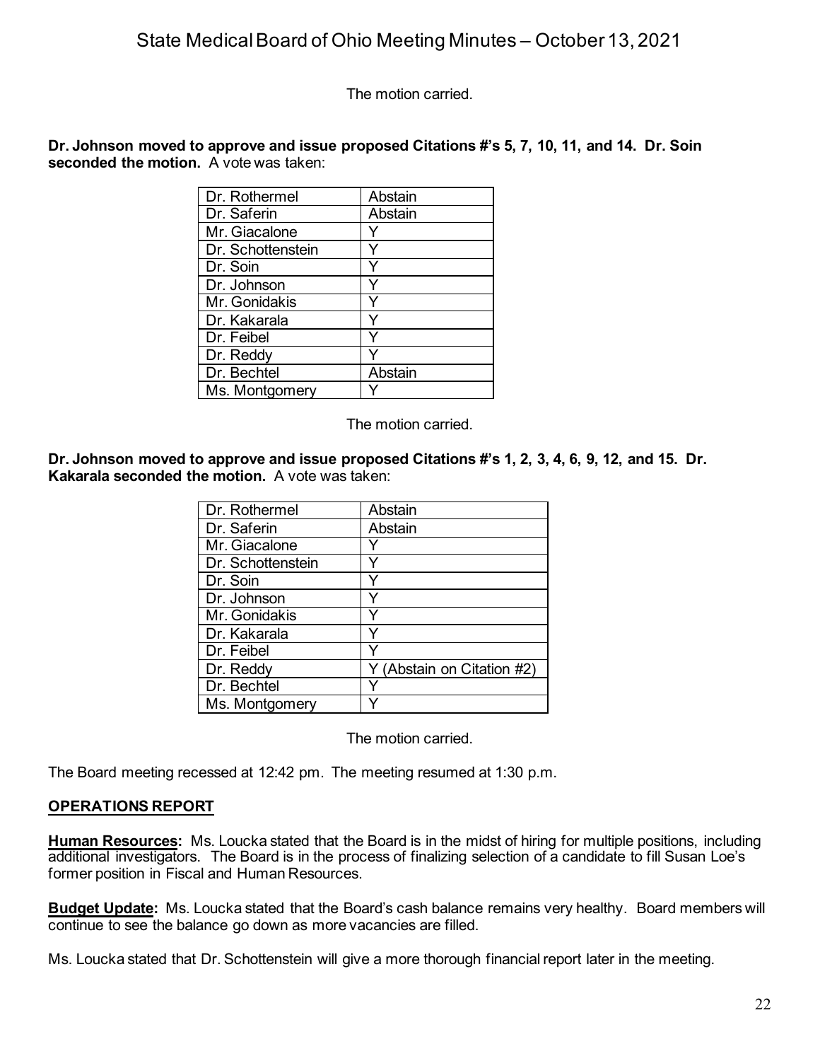The motion carried.

**Dr. Johnson moved to approve and issue proposed Citations #'s 5, 7, 10, 11, and 14. Dr. Soin seconded the motion.** A vote was taken:

| | |
|---|---|
| Dr. Rothermel | Abstain |
| Dr. Saferin | Abstain |
| Mr. Giacalone | Y |
| Dr. Schottenstein | Y |
| Dr. Soin | Y |
| Dr. Johnson | Y |
| Mr. Gonidakis | Y |
| Dr. Kakarala | Y |
| Dr. Feibel | Y |
| Dr. Reddy | Y |
| Dr. Bechtel | Abstain |
| Ms. Montgomery | Y |

The motion carried.

**Dr. Johnson moved to approve and issue proposed Citations #'s 1, 2, 3, 4, 6, 9, 12, and 15. Dr. Kakarala seconded the motion.** A vote was taken:

| | |
|---|---|
| Dr. Rothermel | Abstain |
| Dr. Saferin | Abstain |
| Mr. Giacalone | Y |
| Dr. Schottenstein | Y |
| Dr. Soin | Y |
| Dr. Johnson | Y |
| Mr. Gonidakis | Y |
| Dr. Kakarala | Y |
| Dr. Feibel | Y |
| Dr. Reddy | Y (Abstain on Citation #2) |
| Dr. Bechtel | Y |
| Ms. Montgomery | Y |

The motion carried.

The Board meeting recessed at 12:42 pm. The meeting resumed at 1:30 p.m.

## OPERATIONS REPORT

**Human Resources:** Ms. Loucka stated that the Board is in the midst of hiring for multiple positions, including additional investigators. The Board is in the process of finalizing selection of a candidate to fill Susan Loe's former position in Fiscal and Human Resources.

**Budget Update:** Ms. Loucka stated that the Board's cash balance remains very healthy. Board members will continue to see the balance go down as more vacancies are filled.

Ms. Loucka stated that Dr. Schottenstein will give a more thorough financial report later in the meeting.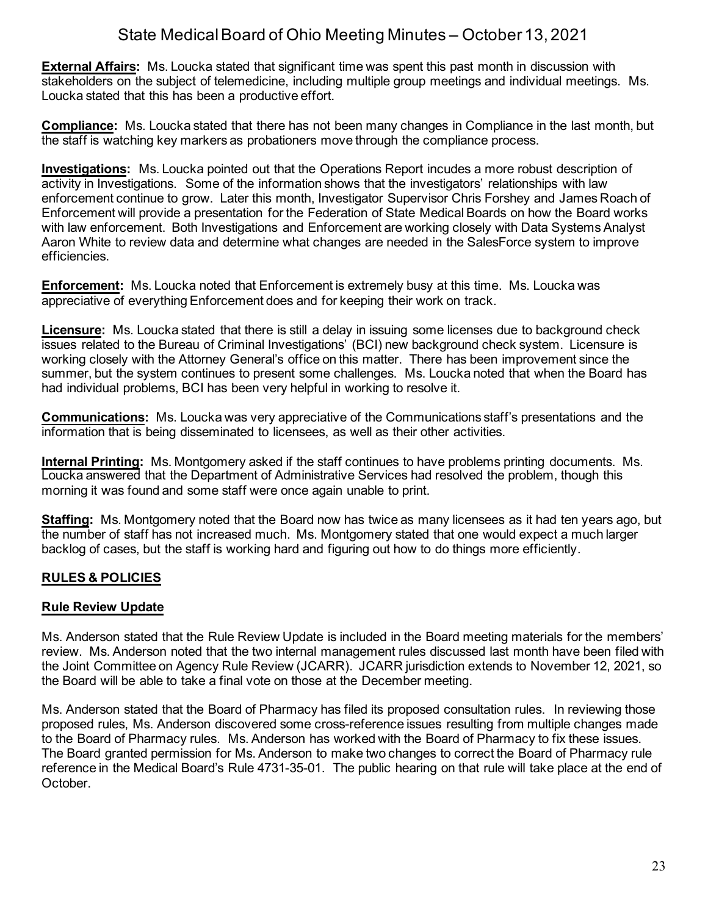**External Affairs:** Ms. Loucka stated that significant time was spent this past month in discussion with stakeholders on the subject of telemedicine, including multiple group meetings and individual meetings. Ms. Loucka stated that this has been a productive effort.

**Compliance:** Ms. Loucka stated that there has not been many changes in Compliance in the last month, but the staff is watching key markers as probationers move through the compliance process.

**Investigations:** Ms. Loucka pointed out that the Operations Report incudes a more robust description of activity in Investigations. Some of the information shows that the investigators' relationships with law enforcement continue to grow. Later this month, Investigator Supervisor Chris Forshey and James Roach of Enforcement will provide a presentation for the Federation of State Medical Boards on how the Board works with law enforcement. Both Investigations and Enforcement are working closely with Data Systems Analyst Aaron White to review data and determine what changes are needed in the SalesForce system to improve efficiencies.

**Enforcement:** Ms. Loucka noted that Enforcement is extremely busy at this time. Ms. Loucka was appreciative of everything Enforcement does and for keeping their work on track.

**Licensure:** Ms. Loucka stated that there is still a delay in issuing some licenses due to background check issues related to the Bureau of Criminal Investigations' (BCI) new background check system. Licensure is working closely with the Attorney General's office on this matter. There has been improvement since the summer, but the system continues to present some challenges. Ms. Loucka noted that when the Board has had individual problems, BCI has been very helpful in working to resolve it.

**Communications:** Ms. Loucka was very appreciative of the Communications staff's presentations and the information that is being disseminated to licensees, as well as their other activities.

**Internal Printing:** Ms. Montgomery asked if the staff continues to have problems printing documents. Ms. Loucka answered that the Department of Administrative Services had resolved the problem, though this morning it was found and some staff were once again unable to print.

**Staffing:** Ms. Montgomery noted that the Board now has twice as many licensees as it had ten years ago, but the number of staff has not increased much. Ms. Montgomery stated that one would expect a much larger backlog of cases, but the staff is working hard and figuring out how to do things more efficiently.

## RULES & POLICIES

### Rule Review Update

Ms. Anderson stated that the Rule Review Update is included in the Board meeting materials for the members' review. Ms. Anderson noted that the two internal management rules discussed last month have been filed with the Joint Committee on Agency Rule Review (JCARR). JCARR jurisdiction extends to November 12, 2021, so the Board will be able to take a final vote on those at the December meeting.

Ms. Anderson stated that the Board of Pharmacy has filed its proposed consultation rules. In reviewing those proposed rules, Ms. Anderson discovered some cross-reference issues resulting from multiple changes made to the Board of Pharmacy rules. Ms. Anderson has worked with the Board of Pharmacy to fix these issues. The Board granted permission for Ms. Anderson to make two changes to correct the Board of Pharmacy rule reference in the Medical Board's Rule 4731-35-01. The public hearing on that rule will take place at the end of October.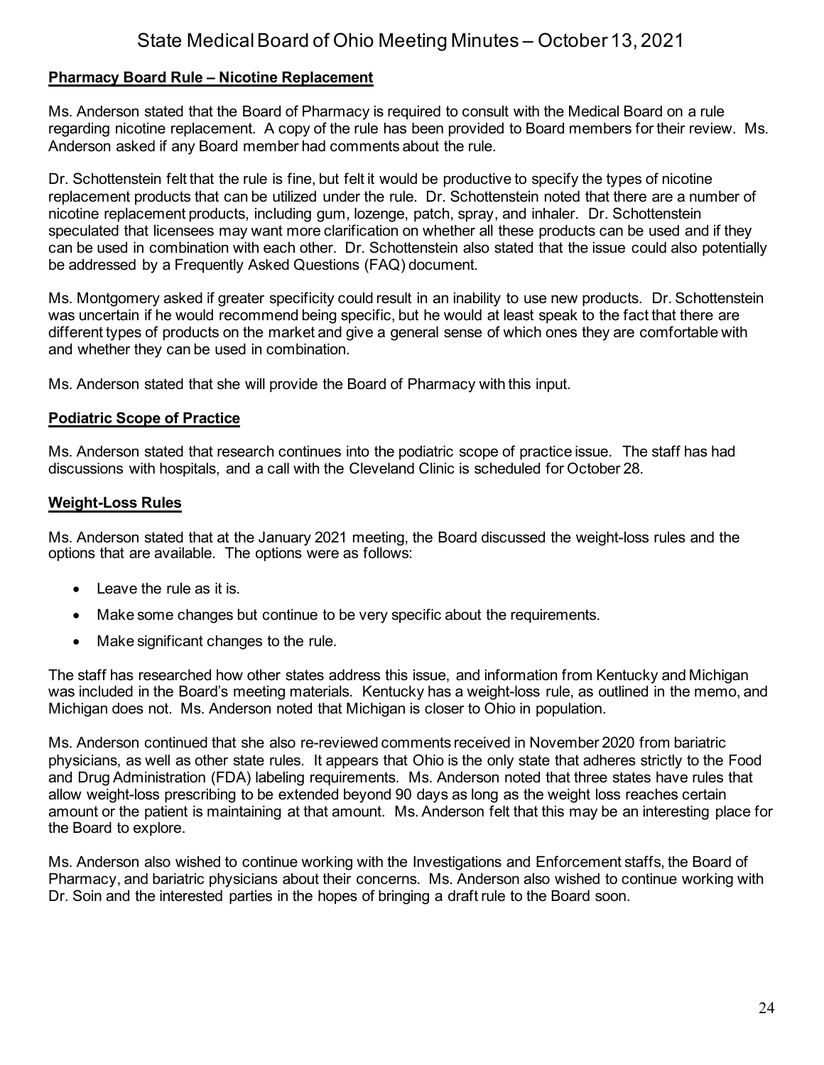## Pharmacy Board Rule – Nicotine Replacement

Ms. Anderson stated that the Board of Pharmacy is required to consult with the Medical Board on a rule regarding nicotine replacement. A copy of the rule has been provided to Board members for their review. Ms. Anderson asked if any Board member had comments about the rule.

Dr. Schottenstein felt that the rule is fine, but felt it would be productive to specify the types of nicotine replacement products that can be utilized under the rule. Dr. Schottenstein noted that there are a number of nicotine replacement products, including gum, lozenge, patch, spray, and inhaler. Dr. Schottenstein speculated that licensees may want more clarification on whether all these products can be used and if they can be used in combination with each other. Dr. Schottenstein also stated that the issue could also potentially be addressed by a Frequently Asked Questions (FAQ) document.

Ms. Montgomery asked if greater specificity could result in an inability to use new products. Dr. Schottenstein was uncertain if he would recommend being specific, but he would at least speak to the fact that there are different types of products on the market and give a general sense of which ones they are comfortable with and whether they can be used in combination.

Ms. Anderson stated that she will provide the Board of Pharmacy with this input.

## Podiatric Scope of Practice

Ms. Anderson stated that research continues into the podiatric scope of practice issue. The staff has had discussions with hospitals, and a call with the Cleveland Clinic is scheduled for October 28.

## Weight-Loss Rules

Ms. Anderson stated that at the January 2021 meeting, the Board discussed the weight-loss rules and the options that are available. The options were as follows:

- Leave the rule as it is.
- Make some changes but continue to be very specific about the requirements.
- Make significant changes to the rule.

The staff has researched how other states address this issue, and information from Kentucky and Michigan was included in the Board's meeting materials. Kentucky has a weight-loss rule, as outlined in the memo, and Michigan does not. Ms. Anderson noted that Michigan is closer to Ohio in population.

Ms. Anderson continued that she also re-reviewed comments received in November 2020 from bariatric physicians, as well as other state rules. It appears that Ohio is the only state that adheres strictly to the Food and Drug Administration (FDA) labeling requirements. Ms. Anderson noted that three states have rules that allow weight-loss prescribing to be extended beyond 90 days as long as the weight loss reaches certain amount or the patient is maintaining at that amount. Ms. Anderson felt that this may be an interesting place for the Board to explore.

Ms. Anderson also wished to continue working with the Investigations and Enforcement staffs, the Board of Pharmacy, and bariatric physicians about their concerns. Ms. Anderson also wished to continue working with Dr. Soin and the interested parties in the hopes of bringing a draft rule to the Board soon.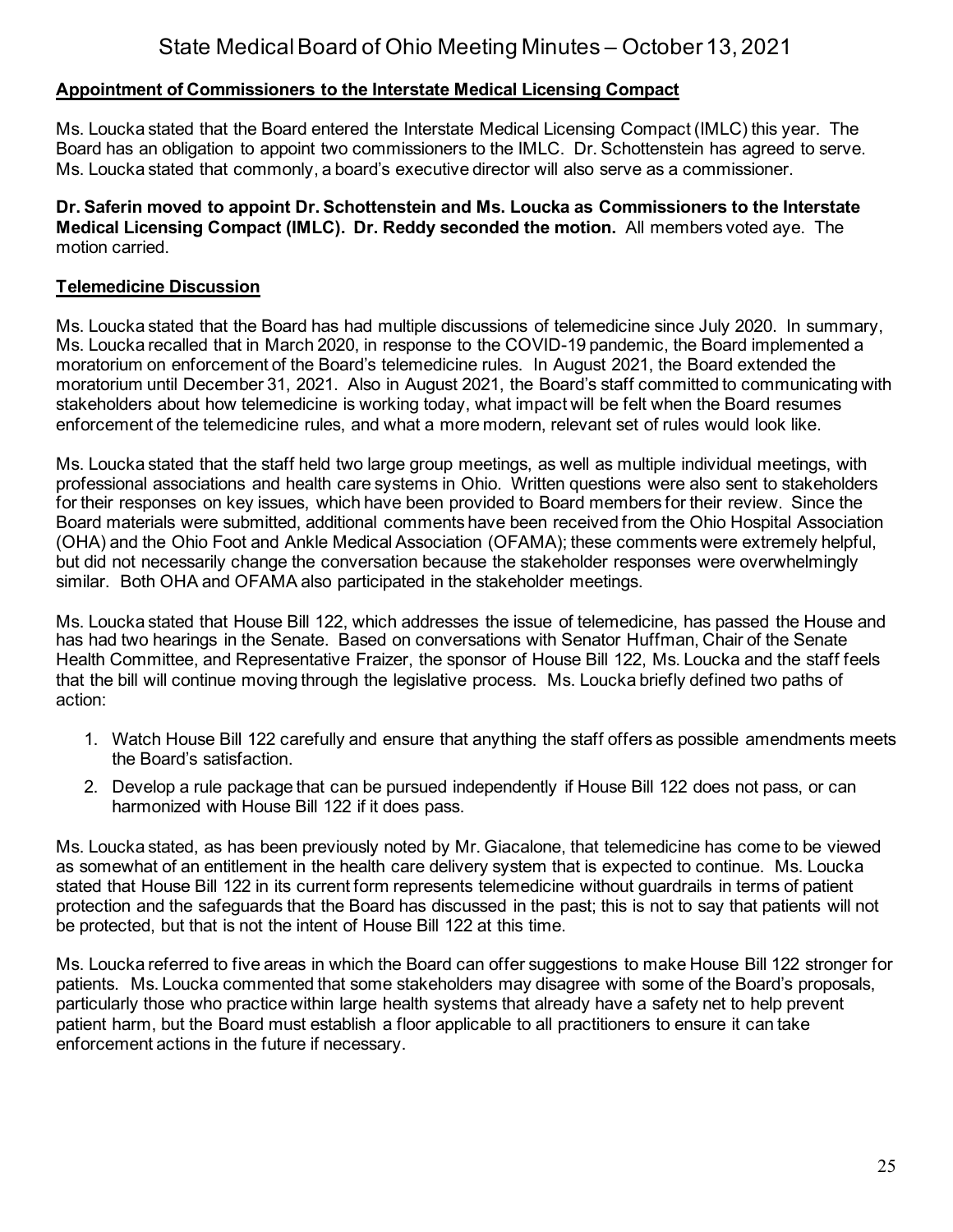**Appointment of Commissioners to the Interstate Medical Licensing Compact**

Ms. Loucka stated that the Board entered the Interstate Medical Licensing Compact (IMLC) this year. The Board has an obligation to appoint two commissioners to the IMLC. Dr. Schottenstein has agreed to serve. Ms. Loucka stated that commonly, a board's executive director will also serve as a commissioner.

**Dr. Saferin moved to appoint Dr. Schottenstein and Ms. Loucka as Commissioners to the Interstate Medical Licensing Compact (IMLC). Dr. Reddy seconded the motion.** All members voted aye. The motion carried.

**Telemedicine Discussion**

Ms. Loucka stated that the Board has had multiple discussions of telemedicine since July 2020. In summary, Ms. Loucka recalled that in March 2020, in response to the COVID-19 pandemic, the Board implemented a moratorium on enforcement of the Board's telemedicine rules. In August 2021, the Board extended the moratorium until December 31, 2021. Also in August 2021, the Board's staff committed to communicating with stakeholders about how telemedicine is working today, what impact will be felt when the Board resumes enforcement of the telemedicine rules, and what a more modern, relevant set of rules would look like.

Ms. Loucka stated that the staff held two large group meetings, as well as multiple individual meetings, with professional associations and health care systems in Ohio. Written questions were also sent to stakeholders for their responses on key issues, which have been provided to Board members for their review. Since the Board materials were submitted, additional comments have been received from the Ohio Hospital Association (OHA) and the Ohio Foot and Ankle Medical Association (OFAMA); these comments were extremely helpful, but did not necessarily change the conversation because the stakeholder responses were overwhelmingly similar. Both OHA and OFAMA also participated in the stakeholder meetings.

Ms. Loucka stated that House Bill 122, which addresses the issue of telemedicine, has passed the House and has had two hearings in the Senate. Based on conversations with Senator Huffman, Chair of the Senate Health Committee, and Representative Fraizer, the sponsor of House Bill 122, Ms. Loucka and the staff feels that the bill will continue moving through the legislative process. Ms. Loucka briefly defined two paths of action:

1. Watch House Bill 122 carefully and ensure that anything the staff offers as possible amendments meets the Board's satisfaction.
2. Develop a rule package that can be pursued independently if House Bill 122 does not pass, or can harmonized with House Bill 122 if it does pass.

Ms. Loucka stated, as has been previously noted by Mr. Giacalone, that telemedicine has come to be viewed as somewhat of an entitlement in the health care delivery system that is expected to continue. Ms. Loucka stated that House Bill 122 in its current form represents telemedicine without guardrails in terms of patient protection and the safeguards that the Board has discussed in the past; this is not to say that patients will not be protected, but that is not the intent of House Bill 122 at this time.

Ms. Loucka referred to five areas in which the Board can offer suggestions to make House Bill 122 stronger for patients. Ms. Loucka commented that some stakeholders may disagree with some of the Board's proposals, particularly those who practice within large health systems that already have a safety net to help prevent patient harm, but the Board must establish a floor applicable to all practitioners to ensure it can take enforcement actions in the future if necessary.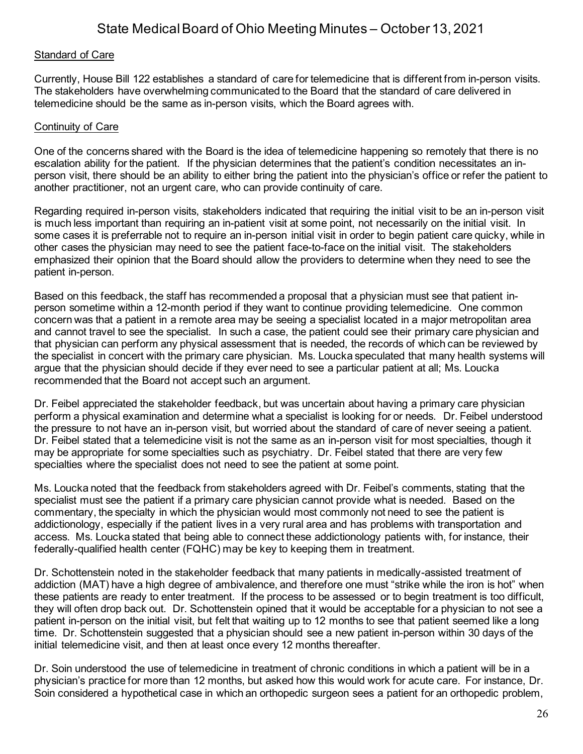Standard of Care

Currently, House Bill 122 establishes a standard of care for telemedicine that is different from in-person visits. The stakeholders have overwhelming communicated to the Board that the standard of care delivered in telemedicine should be the same as in-person visits, which the Board agrees with.

Continuity of Care

One of the concerns shared with the Board is the idea of telemedicine happening so remotely that there is no escalation ability for the patient. If the physician determines that the patient's condition necessitates an in-person visit, there should be an ability to either bring the patient into the physician's office or refer the patient to another practitioner, not an urgent care, who can provide continuity of care.

Regarding required in-person visits, stakeholders indicated that requiring the initial visit to be an in-person visit is much less important than requiring an in-patient visit at some point, not necessarily on the initial visit. In some cases it is preferrable not to require an in-person initial visit in order to begin patient care quicky, while in other cases the physician may need to see the patient face-to-face on the initial visit. The stakeholders emphasized their opinion that the Board should allow the providers to determine when they need to see the patient in-person.

Based on this feedback, the staff has recommended a proposal that a physician must see that patient in-person sometime within a 12-month period if they want to continue providing telemedicine. One common concern was that a patient in a remote area may be seeing a specialist located in a major metropolitan area and cannot travel to see the specialist. In such a case, the patient could see their primary care physician and that physician can perform any physical assessment that is needed, the records of which can be reviewed by the specialist in concert with the primary care physician. Ms. Loucka speculated that many health systems will argue that the physician should decide if they ever need to see a particular patient at all; Ms. Loucka recommended that the Board not accept such an argument.

Dr. Feibel appreciated the stakeholder feedback, but was uncertain about having a primary care physician perform a physical examination and determine what a specialist is looking for or needs. Dr. Feibel understood the pressure to not have an in-person visit, but worried about the standard of care of never seeing a patient. Dr. Feibel stated that a telemedicine visit is not the same as an in-person visit for most specialties, though it may be appropriate for some specialties such as psychiatry. Dr. Feibel stated that there are very few specialties where the specialist does not need to see the patient at some point.

Ms. Loucka noted that the feedback from stakeholders agreed with Dr. Feibel's comments, stating that the specialist must see the patient if a primary care physician cannot provide what is needed. Based on the commentary, the specialty in which the physician would most commonly not need to see the patient is addictionology, especially if the patient lives in a very rural area and has problems with transportation and access. Ms. Loucka stated that being able to connect these addictionology patients with, for instance, their federally-qualified health center (FQHC) may be key to keeping them in treatment.

Dr. Schottenstein noted in the stakeholder feedback that many patients in medically-assisted treatment of addiction (MAT) have a high degree of ambivalence, and therefore one must "strike while the iron is hot" when these patients are ready to enter treatment. If the process to be assessed or to begin treatment is too difficult, they will often drop back out. Dr. Schottenstein opined that it would be acceptable for a physician to not see a patient in-person on the initial visit, but felt that waiting up to 12 months to see that patient seemed like a long time. Dr. Schottenstein suggested that a physician should see a new patient in-person within 30 days of the initial telemedicine visit, and then at least once every 12 months thereafter.

Dr. Soin understood the use of telemedicine in treatment of chronic conditions in which a patient will be in a physician's practice for more than 12 months, but asked how this would work for acute care. For instance, Dr. Soin considered a hypothetical case in which an orthopedic surgeon sees a patient for an orthopedic problem,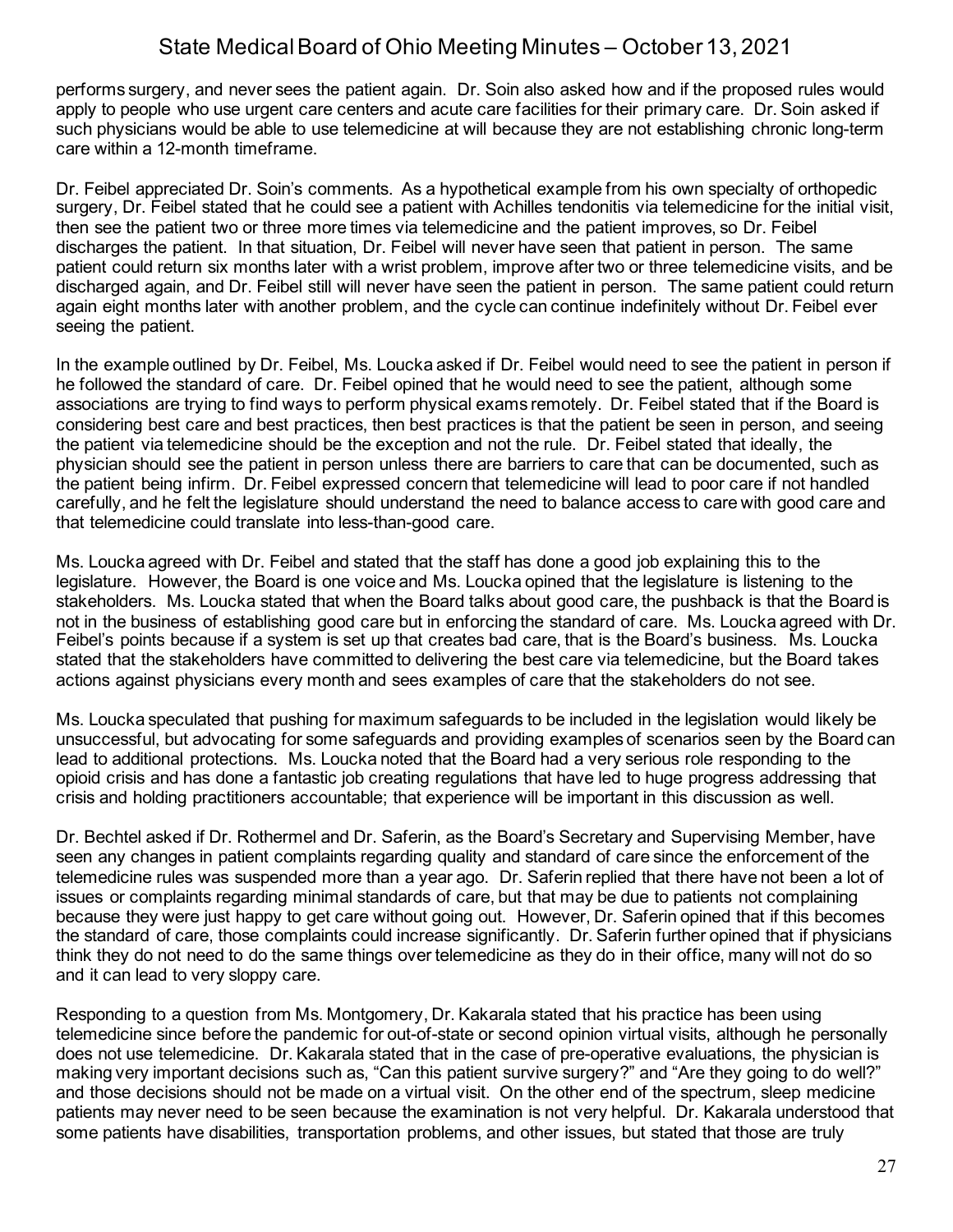performs surgery, and never sees the patient again. Dr. Soin also asked how and if the proposed rules would apply to people who use urgent care centers and acute care facilities for their primary care. Dr. Soin asked if such physicians would be able to use telemedicine at will because they are not establishing chronic long-term care within a 12-month timeframe.

Dr. Feibel appreciated Dr. Soin's comments. As a hypothetical example from his own specialty of orthopedic surgery, Dr. Feibel stated that he could see a patient with Achilles tendonitis via telemedicine for the initial visit, then see the patient two or three more times via telemedicine and the patient improves, so Dr. Feibel discharges the patient. In that situation, Dr. Feibel will never have seen that patient in person. The same patient could return six months later with a wrist problem, improve after two or three telemedicine visits, and be discharged again, and Dr. Feibel still will never have seen the patient in person. The same patient could return again eight months later with another problem, and the cycle can continue indefinitely without Dr. Feibel ever seeing the patient.

In the example outlined by Dr. Feibel, Ms. Loucka asked if Dr. Feibel would need to see the patient in person if he followed the standard of care. Dr. Feibel opined that he would need to see the patient, although some associations are trying to find ways to perform physical exams remotely. Dr. Feibel stated that if the Board is considering best care and best practices, then best practices is that the patient be seen in person, and seeing the patient via telemedicine should be the exception and not the rule. Dr. Feibel stated that ideally, the physician should see the patient in person unless there are barriers to care that can be documented, such as the patient being infirm. Dr. Feibel expressed concern that telemedicine will lead to poor care if not handled carefully, and he felt the legislature should understand the need to balance access to care with good care and that telemedicine could translate into less-than-good care.

Ms. Loucka agreed with Dr. Feibel and stated that the staff has done a good job explaining this to the legislature. However, the Board is one voice and Ms. Loucka opined that the legislature is listening to the stakeholders. Ms. Loucka stated that when the Board talks about good care, the pushback is that the Board is not in the business of establishing good care but in enforcing the standard of care. Ms. Loucka agreed with Dr. Feibel's points because if a system is set up that creates bad care, that is the Board's business. Ms. Loucka stated that the stakeholders have committed to delivering the best care via telemedicine, but the Board takes actions against physicians every month and sees examples of care that the stakeholders do not see.

Ms. Loucka speculated that pushing for maximum safeguards to be included in the legislation would likely be unsuccessful, but advocating for some safeguards and providing examples of scenarios seen by the Board can lead to additional protections. Ms. Loucka noted that the Board had a very serious role responding to the opioid crisis and has done a fantastic job creating regulations that have led to huge progress addressing that crisis and holding practitioners accountable; that experience will be important in this discussion as well.

Dr. Bechtel asked if Dr. Rothermel and Dr. Saferin, as the Board's Secretary and Supervising Member, have seen any changes in patient complaints regarding quality and standard of care since the enforcement of the telemedicine rules was suspended more than a year ago. Dr. Saferin replied that there have not been a lot of issues or complaints regarding minimal standards of care, but that may be due to patients not complaining because they were just happy to get care without going out. However, Dr. Saferin opined that if this becomes the standard of care, those complaints could increase significantly. Dr. Saferin further opined that if physicians think they do not need to do the same things over telemedicine as they do in their office, many will not do so and it can lead to very sloppy care.

Responding to a question from Ms. Montgomery, Dr. Kakarala stated that his practice has been using telemedicine since before the pandemic for out-of-state or second opinion virtual visits, although he personally does not use telemedicine. Dr. Kakarala stated that in the case of pre-operative evaluations, the physician is making very important decisions such as, "Can this patient survive surgery?" and "Are they going to do well?" and those decisions should not be made on a virtual visit. On the other end of the spectrum, sleep medicine patients may never need to be seen because the examination is not very helpful. Dr. Kakarala understood that some patients have disabilities, transportation problems, and other issues, but stated that those are truly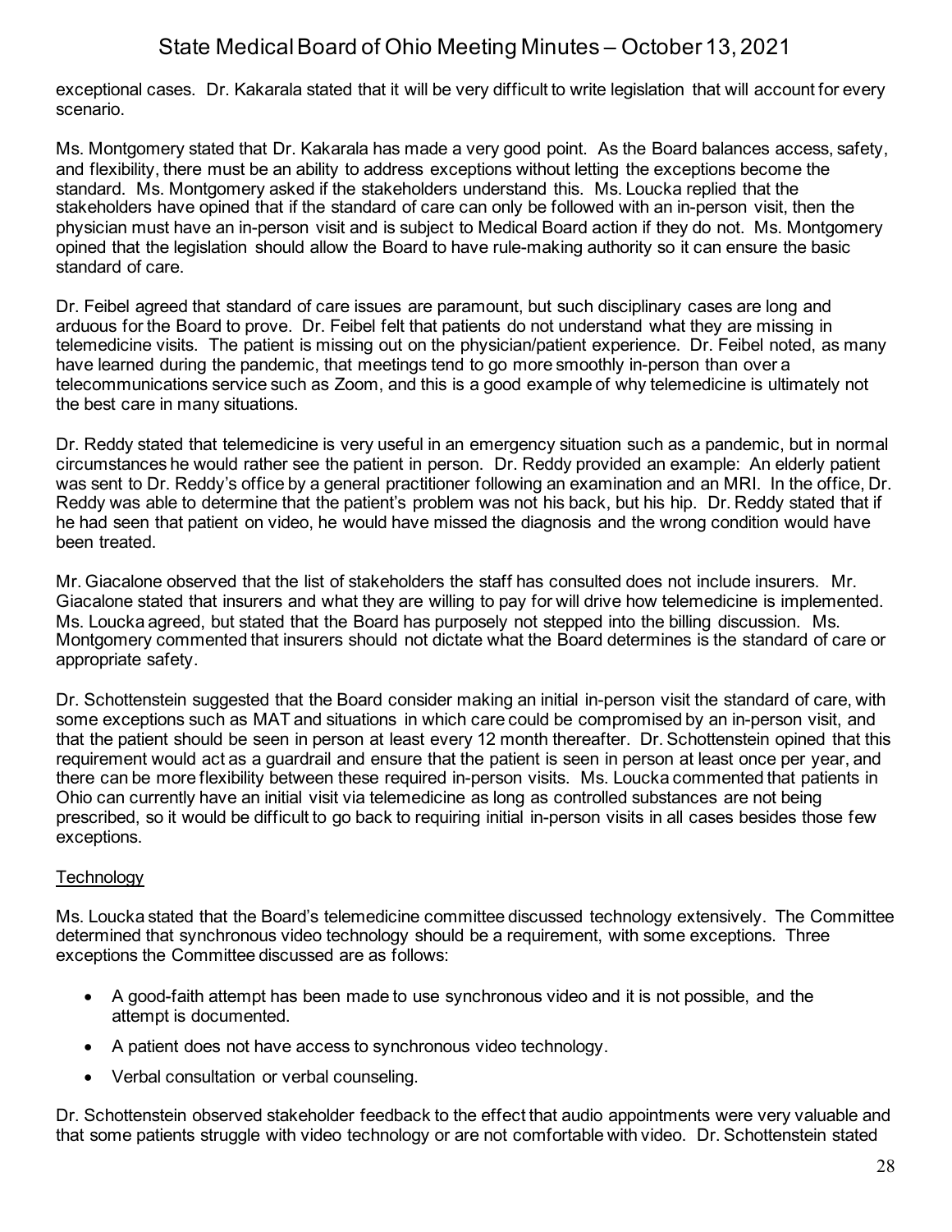exceptional cases. Dr. Kakarala stated that it will be very difficult to write legislation that will account for every scenario.

Ms. Montgomery stated that Dr. Kakarala has made a very good point. As the Board balances access, safety, and flexibility, there must be an ability to address exceptions without letting the exceptions become the standard. Ms. Montgomery asked if the stakeholders understand this. Ms. Loucka replied that the stakeholders have opined that if the standard of care can only be followed with an in-person visit, then the physician must have an in-person visit and is subject to Medical Board action if they do not. Ms. Montgomery opined that the legislation should allow the Board to have rule-making authority so it can ensure the basic standard of care.

Dr. Feibel agreed that standard of care issues are paramount, but such disciplinary cases are long and arduous for the Board to prove. Dr. Feibel felt that patients do not understand what they are missing in telemedicine visits. The patient is missing out on the physician/patient experience. Dr. Feibel noted, as many have learned during the pandemic, that meetings tend to go more smoothly in-person than over a telecommunications service such as Zoom, and this is a good example of why telemedicine is ultimately not the best care in many situations.

Dr. Reddy stated that telemedicine is very useful in an emergency situation such as a pandemic, but in normal circumstances he would rather see the patient in person. Dr. Reddy provided an example: An elderly patient was sent to Dr. Reddy's office by a general practitioner following an examination and an MRI. In the office, Dr. Reddy was able to determine that the patient's problem was not his back, but his hip. Dr. Reddy stated that if he had seen that patient on video, he would have missed the diagnosis and the wrong condition would have been treated.

Mr. Giacalone observed that the list of stakeholders the staff has consulted does not include insurers. Mr. Giacalone stated that insurers and what they are willing to pay for will drive how telemedicine is implemented. Ms. Loucka agreed, but stated that the Board has purposely not stepped into the billing discussion. Ms. Montgomery commented that insurers should not dictate what the Board determines is the standard of care or appropriate safety.

Dr. Schottenstein suggested that the Board consider making an initial in-person visit the standard of care, with some exceptions such as MAT and situations in which care could be compromised by an in-person visit, and that the patient should be seen in person at least every 12 month thereafter. Dr. Schottenstein opined that this requirement would act as a guardrail and ensure that the patient is seen in person at least once per year, and there can be more flexibility between these required in-person visits. Ms. Loucka commented that patients in Ohio can currently have an initial visit via telemedicine as long as controlled substances are not being prescribed, so it would be difficult to go back to requiring initial in-person visits in all cases besides those few exceptions.

Technology

Ms. Loucka stated that the Board's telemedicine committee discussed technology extensively. The Committee determined that synchronous video technology should be a requirement, with some exceptions. Three exceptions the Committee discussed are as follows:

- A good-faith attempt has been made to use synchronous video and it is not possible, and the attempt is documented.
- A patient does not have access to synchronous video technology.
- Verbal consultation or verbal counseling.

Dr. Schottenstein observed stakeholder feedback to the effect that audio appointments were very valuable and that some patients struggle with video technology or are not comfortable with video. Dr. Schottenstein stated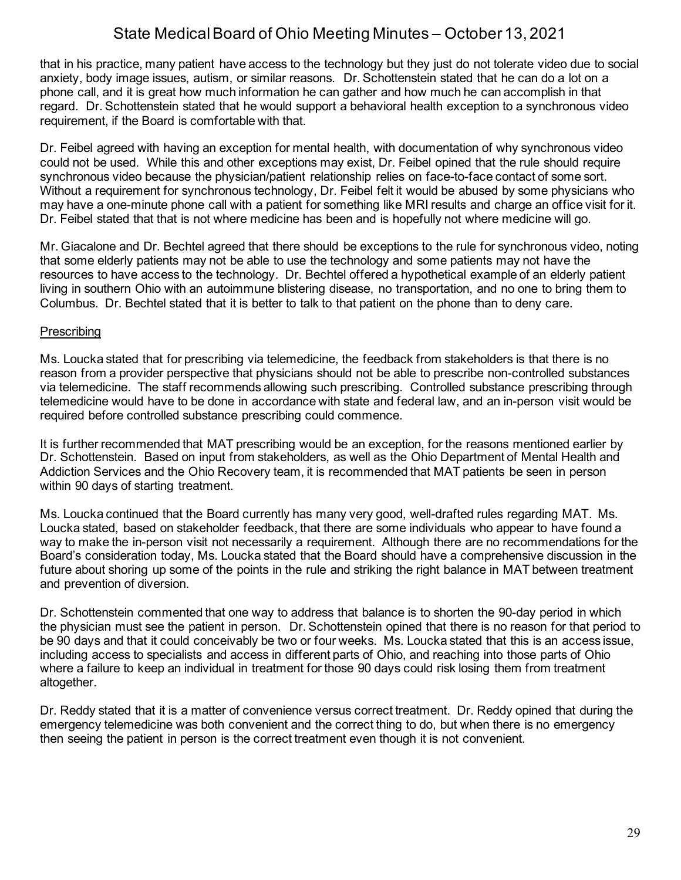that in his practice, many patient have access to the technology but they just do not tolerate video due to social anxiety, body image issues, autism, or similar reasons. Dr. Schottenstein stated that he can do a lot on a phone call, and it is great how much information he can gather and how much he can accomplish in that regard. Dr. Schottenstein stated that he would support a behavioral health exception to a synchronous video requirement, if the Board is comfortable with that.

Dr. Feibel agreed with having an exception for mental health, with documentation of why synchronous video could not be used. While this and other exceptions may exist, Dr. Feibel opined that the rule should require synchronous video because the physician/patient relationship relies on face-to-face contact of some sort. Without a requirement for synchronous technology, Dr. Feibel felt it would be abused by some physicians who may have a one-minute phone call with a patient for something like MRI results and charge an office visit for it. Dr. Feibel stated that that is not where medicine has been and is hopefully not where medicine will go.

Mr. Giacalone and Dr. Bechtel agreed that there should be exceptions to the rule for synchronous video, noting that some elderly patients may not be able to use the technology and some patients may not have the resources to have access to the technology. Dr. Bechtel offered a hypothetical example of an elderly patient living in southern Ohio with an autoimmune blistering disease, no transportation, and no one to bring them to Columbus. Dr. Bechtel stated that it is better to talk to that patient on the phone than to deny care.

Prescribing

Ms. Loucka stated that for prescribing via telemedicine, the feedback from stakeholders is that there is no reason from a provider perspective that physicians should not be able to prescribe non-controlled substances via telemedicine. The staff recommends allowing such prescribing. Controlled substance prescribing through telemedicine would have to be done in accordance with state and federal law, and an in-person visit would be required before controlled substance prescribing could commence.

It is further recommended that MAT prescribing would be an exception, for the reasons mentioned earlier by Dr. Schottenstein. Based on input from stakeholders, as well as the Ohio Department of Mental Health and Addiction Services and the Ohio Recovery team, it is recommended that MAT patients be seen in person within 90 days of starting treatment.

Ms. Loucka continued that the Board currently has many very good, well-drafted rules regarding MAT. Ms. Loucka stated, based on stakeholder feedback, that there are some individuals who appear to have found a way to make the in-person visit not necessarily a requirement. Although there are no recommendations for the Board's consideration today, Ms. Loucka stated that the Board should have a comprehensive discussion in the future about shoring up some of the points in the rule and striking the right balance in MAT between treatment and prevention of diversion.

Dr. Schottenstein commented that one way to address that balance is to shorten the 90-day period in which the physician must see the patient in person. Dr. Schottenstein opined that there is no reason for that period to be 90 days and that it could conceivably be two or four weeks. Ms. Loucka stated that this is an access issue, including access to specialists and access in different parts of Ohio, and reaching into those parts of Ohio where a failure to keep an individual in treatment for those 90 days could risk losing them from treatment altogether.

Dr. Reddy stated that it is a matter of convenience versus correct treatment. Dr. Reddy opined that during the emergency telemedicine was both convenient and the correct thing to do, but when there is no emergency then seeing the patient in person is the correct treatment even though it is not convenient.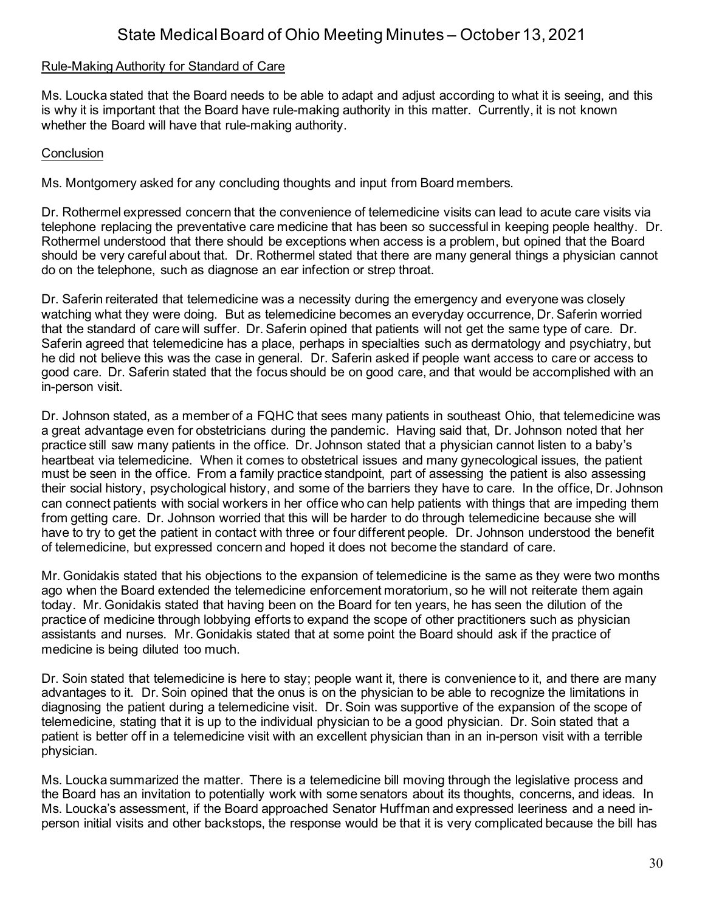Rule-Making Authority for Standard of Care

Ms. Loucka stated that the Board needs to be able to adapt and adjust according to what it is seeing, and this is why it is important that the Board have rule-making authority in this matter. Currently, it is not known whether the Board will have that rule-making authority.

Conclusion

Ms. Montgomery asked for any concluding thoughts and input from Board members.

Dr. Rothermel expressed concern that the convenience of telemedicine visits can lead to acute care visits via telephone replacing the preventative care medicine that has been so successful in keeping people healthy. Dr. Rothermel understood that there should be exceptions when access is a problem, but opined that the Board should be very careful about that. Dr. Rothermel stated that there are many general things a physician cannot do on the telephone, such as diagnose an ear infection or strep throat.

Dr. Saferin reiterated that telemedicine was a necessity during the emergency and everyone was closely watching what they were doing. But as telemedicine becomes an everyday occurrence, Dr. Saferin worried that the standard of care will suffer. Dr. Saferin opined that patients will not get the same type of care. Dr. Saferin agreed that telemedicine has a place, perhaps in specialties such as dermatology and psychiatry, but he did not believe this was the case in general. Dr. Saferin asked if people want access to care or access to good care. Dr. Saferin stated that the focus should be on good care, and that would be accomplished with an in-person visit.

Dr. Johnson stated, as a member of a FQHC that sees many patients in southeast Ohio, that telemedicine was a great advantage even for obstetricians during the pandemic. Having said that, Dr. Johnson noted that her practice still saw many patients in the office. Dr. Johnson stated that a physician cannot listen to a baby's heartbeat via telemedicine. When it comes to obstetrical issues and many gynecological issues, the patient must be seen in the office. From a family practice standpoint, part of assessing the patient is also assessing their social history, psychological history, and some of the barriers they have to care. In the office, Dr. Johnson can connect patients with social workers in her office who can help patients with things that are impeding them from getting care. Dr. Johnson worried that this will be harder to do through telemedicine because she will have to try to get the patient in contact with three or four different people. Dr. Johnson understood the benefit of telemedicine, but expressed concern and hoped it does not become the standard of care.

Mr. Gonidakis stated that his objections to the expansion of telemedicine is the same as they were two months ago when the Board extended the telemedicine enforcement moratorium, so he will not reiterate them again today. Mr. Gonidakis stated that having been on the Board for ten years, he has seen the dilution of the practice of medicine through lobbying efforts to expand the scope of other practitioners such as physician assistants and nurses. Mr. Gonidakis stated that at some point the Board should ask if the practice of medicine is being diluted too much.

Dr. Soin stated that telemedicine is here to stay; people want it, there is convenience to it, and there are many advantages to it. Dr. Soin opined that the onus is on the physician to be able to recognize the limitations in diagnosing the patient during a telemedicine visit. Dr. Soin was supportive of the expansion of the scope of telemedicine, stating that it is up to the individual physician to be a good physician. Dr. Soin stated that a patient is better off in a telemedicine visit with an excellent physician than in an in-person visit with a terrible physician.

Ms. Loucka summarized the matter. There is a telemedicine bill moving through the legislative process and the Board has an invitation to potentially work with some senators about its thoughts, concerns, and ideas. In Ms. Loucka's assessment, if the Board approached Senator Huffman and expressed leeriness and a need in-person initial visits and other backstops, the response would be that it is very complicated because the bill has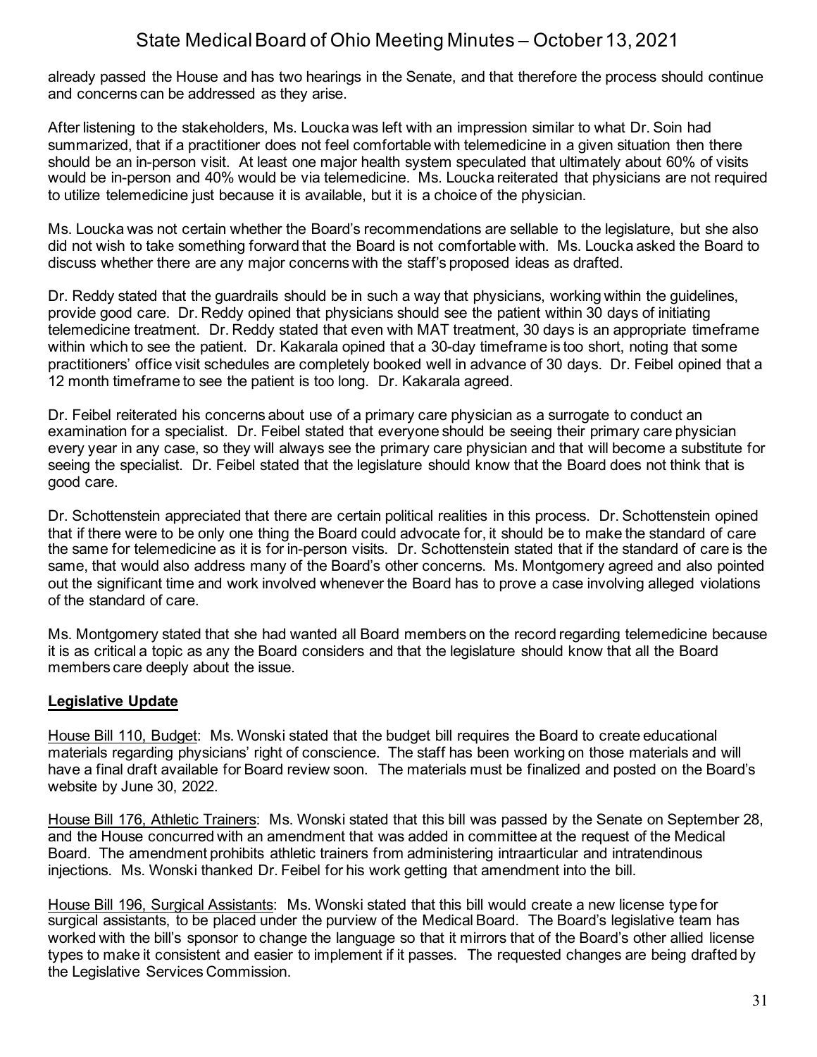already passed the House and has two hearings in the Senate, and that therefore the process should continue and concerns can be addressed as they arise.

After listening to the stakeholders, Ms. Loucka was left with an impression similar to what Dr. Soin had summarized, that if a practitioner does not feel comfortable with telemedicine in a given situation then there should be an in-person visit. At least one major health system speculated that ultimately about 60% of visits would be in-person and 40% would be via telemedicine. Ms. Loucka reiterated that physicians are not required to utilize telemedicine just because it is available, but it is a choice of the physician.

Ms. Loucka was not certain whether the Board's recommendations are sellable to the legislature, but she also did not wish to take something forward that the Board is not comfortable with. Ms. Loucka asked the Board to discuss whether there are any major concerns with the staff's proposed ideas as drafted.

Dr. Reddy stated that the guardrails should be in such a way that physicians, working within the guidelines, provide good care. Dr. Reddy opined that physicians should see the patient within 30 days of initiating telemedicine treatment. Dr. Reddy stated that even with MAT treatment, 30 days is an appropriate timeframe within which to see the patient. Dr. Kakarala opined that a 30-day timeframe is too short, noting that some practitioners' office visit schedules are completely booked well in advance of 30 days. Dr. Feibel opined that a 12 month timeframe to see the patient is too long. Dr. Kakarala agreed.

Dr. Feibel reiterated his concerns about use of a primary care physician as a surrogate to conduct an examination for a specialist. Dr. Feibel stated that everyone should be seeing their primary care physician every year in any case, so they will always see the primary care physician and that will become a substitute for seeing the specialist. Dr. Feibel stated that the legislature should know that the Board does not think that is good care.

Dr. Schottenstein appreciated that there are certain political realities in this process. Dr. Schottenstein opined that if there were to be only one thing the Board could advocate for, it should be to make the standard of care the same for telemedicine as it is for in-person visits. Dr. Schottenstein stated that if the standard of care is the same, that would also address many of the Board's other concerns. Ms. Montgomery agreed and also pointed out the significant time and work involved whenever the Board has to prove a case involving alleged violations of the standard of care.

Ms. Montgomery stated that she had wanted all Board members on the record regarding telemedicine because it is as critical a topic as any the Board considers and that the legislature should know that all the Board members care deeply about the issue.

## Legislative Update

House Bill 110, Budget: Ms. Wonski stated that the budget bill requires the Board to create educational materials regarding physicians' right of conscience. The staff has been working on those materials and will have a final draft available for Board review soon. The materials must be finalized and posted on the Board's website by June 30, 2022.

House Bill 176, Athletic Trainers: Ms. Wonski stated that this bill was passed by the Senate on September 28, and the House concurred with an amendment that was added in committee at the request of the Medical Board. The amendment prohibits athletic trainers from administering intraarticular and intratendinous injections. Ms. Wonski thanked Dr. Feibel for his work getting that amendment into the bill.

House Bill 196, Surgical Assistants: Ms. Wonski stated that this bill would create a new license type for surgical assistants, to be placed under the purview of the Medical Board. The Board's legislative team has worked with the bill's sponsor to change the language so that it mirrors that of the Board's other allied license types to make it consistent and easier to implement if it passes. The requested changes are being drafted by the Legislative Services Commission.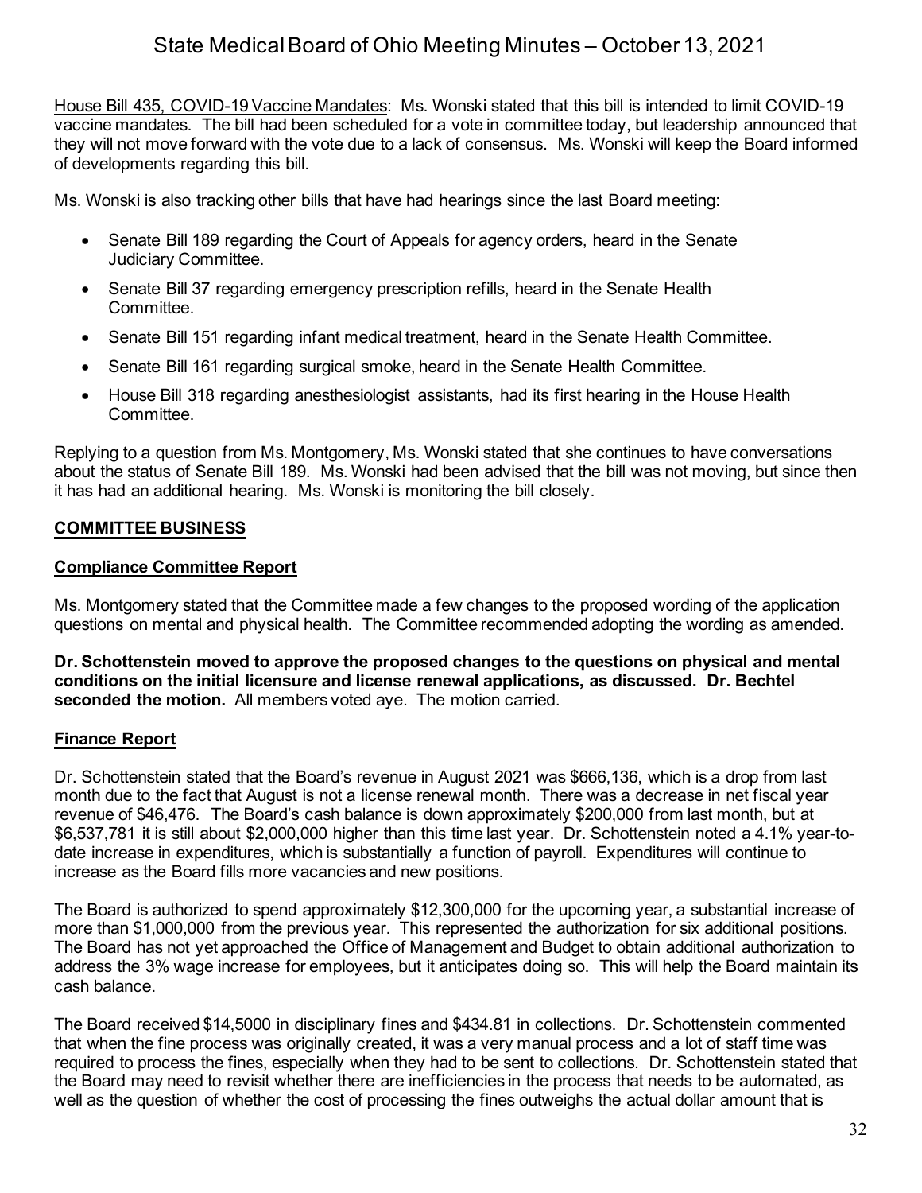House Bill 435, COVID-19 Vaccine Mandates: Ms. Wonski stated that this bill is intended to limit COVID-19 vaccine mandates. The bill had been scheduled for a vote in committee today, but leadership announced that they will not move forward with the vote due to a lack of consensus. Ms. Wonski will keep the Board informed of developments regarding this bill.

Ms. Wonski is also tracking other bills that have had hearings since the last Board meeting:

- Senate Bill 189 regarding the Court of Appeals for agency orders, heard in the Senate Judiciary Committee.
- Senate Bill 37 regarding emergency prescription refills, heard in the Senate Health Committee.
- Senate Bill 151 regarding infant medical treatment, heard in the Senate Health Committee.
- Senate Bill 161 regarding surgical smoke, heard in the Senate Health Committee.
- House Bill 318 regarding anesthesiologist assistants, had its first hearing in the House Health Committee.

Replying to a question from Ms. Montgomery, Ms. Wonski stated that she continues to have conversations about the status of Senate Bill 189. Ms. Wonski had been advised that the bill was not moving, but since then it has had an additional hearing. Ms. Wonski is monitoring the bill closely.

## COMMITTEE BUSINESS

### Compliance Committee Report

Ms. Montgomery stated that the Committee made a few changes to the proposed wording of the application questions on mental and physical health. The Committee recommended adopting the wording as amended.

**Dr. Schottenstein moved to approve the proposed changes to the questions on physical and mental conditions on the initial licensure and license renewal applications, as discussed. Dr. Bechtel seconded the motion.** All members voted aye. The motion carried.

### Finance Report

Dr. Schottenstein stated that the Board's revenue in August 2021 was $666,136, which is a drop from last month due to the fact that August is not a license renewal month. There was a decrease in net fiscal year revenue of $46,476. The Board's cash balance is down approximately $200,000 from last month, but at $6,537,781 it is still about $2,000,000 higher than this time last year. Dr. Schottenstein noted a 4.1% year-to-date increase in expenditures, which is substantially a function of payroll. Expenditures will continue to increase as the Board fills more vacancies and new positions.

The Board is authorized to spend approximately $12,300,000 for the upcoming year, a substantial increase of more than $1,000,000 from the previous year. This represented the authorization for six additional positions. The Board has not yet approached the Office of Management and Budget to obtain additional authorization to address the 3% wage increase for employees, but it anticipates doing so. This will help the Board maintain its cash balance.

The Board received $14,5000 in disciplinary fines and $434.81 in collections. Dr. Schottenstein commented that when the fine process was originally created, it was a very manual process and a lot of staff time was required to process the fines, especially when they had to be sent to collections. Dr. Schottenstein stated that the Board may need to revisit whether there are inefficiencies in the process that needs to be automated, as well as the question of whether the cost of processing the fines outweighs the actual dollar amount that is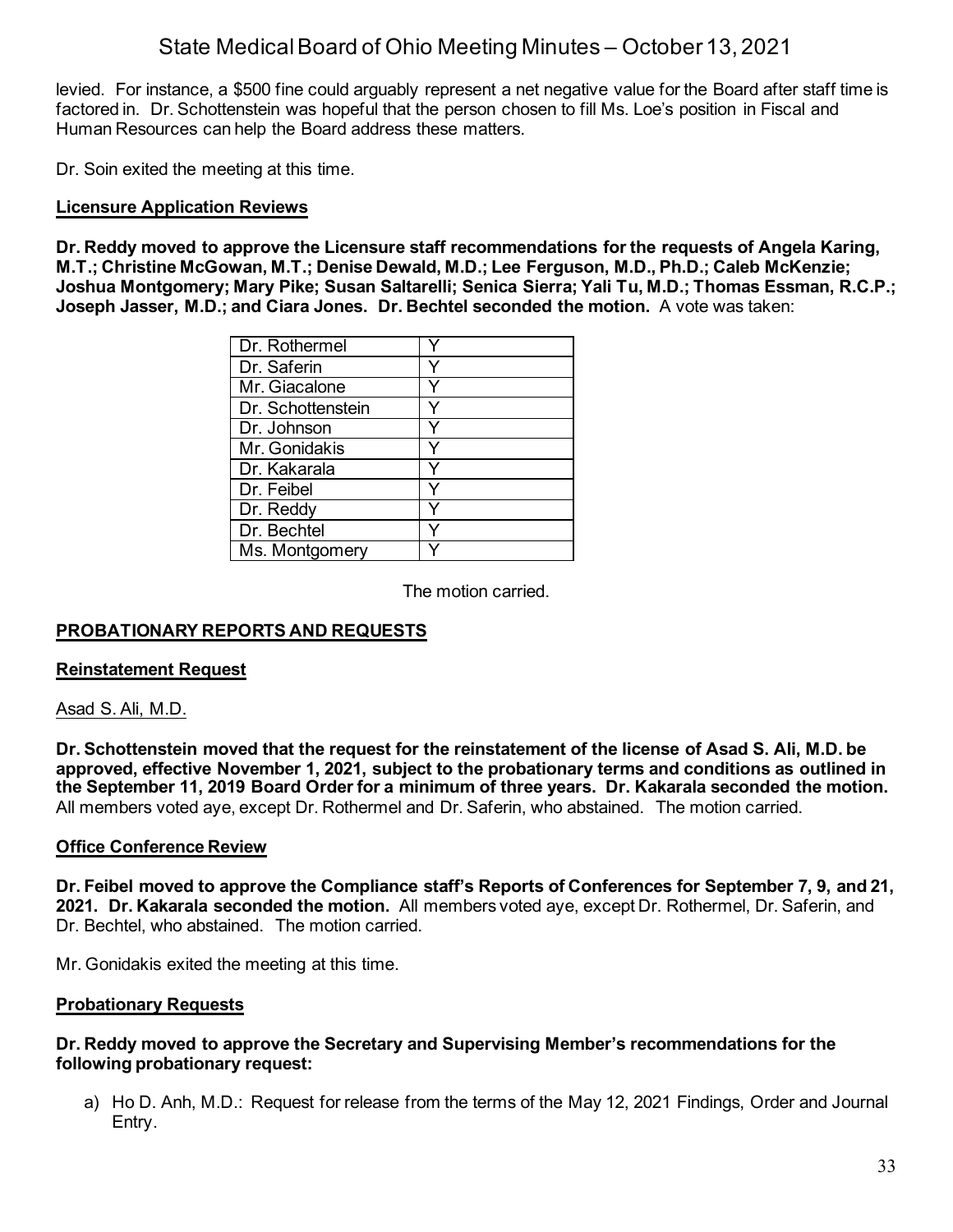levied. For instance, a $500 fine could arguably represent a net negative value for the Board after staff time is factored in. Dr. Schottenstein was hopeful that the person chosen to fill Ms. Loe's position in Fiscal and Human Resources can help the Board address these matters.

Dr. Soin exited the meeting at this time.

**Licensure Application Reviews**

**Dr. Reddy moved to approve the Licensure staff recommendations for the requests of Angela Karing, M.T.; Christine McGowan, M.T.; Denise Dewald, M.D.; Lee Ferguson, M.D., Ph.D.; Caleb McKenzie; Joshua Montgomery; Mary Pike; Susan Saltarelli; Senica Sierra; Yali Tu, M.D.; Thomas Essman, R.C.P.; Joseph Jasser, M.D.; and Ciara Jones. Dr. Bechtel seconded the motion.** A vote was taken:

| | |
|---|---|
| Dr. Rothermel | Y |
| Dr. Saferin | Y |
| Mr. Giacalone | Y |
| Dr. Schottenstein | Y |
| Dr. Johnson | Y |
| Mr. Gonidakis | Y |
| Dr. Kakarala | Y |
| Dr. Feibel | Y |
| Dr. Reddy | Y |
| Dr. Bechtel | Y |
| Ms. Montgomery | Y |

The motion carried.

## PROBATIONARY REPORTS AND REQUESTS

**Reinstatement Request**

Asad S. Ali, M.D.

**Dr. Schottenstein moved that the request for the reinstatement of the license of Asad S. Ali, M.D. be approved, effective November 1, 2021, subject to the probationary terms and conditions as outlined in the September 11, 2019 Board Order for a minimum of three years. Dr. Kakarala seconded the motion.** All members voted aye, except Dr. Rothermel and Dr. Saferin, who abstained. The motion carried.

**Office Conference Review**

**Dr. Feibel moved to approve the Compliance staff's Reports of Conferences for September 7, 9, and 21, 2021. Dr. Kakarala seconded the motion.** All members voted aye, except Dr. Rothermel, Dr. Saferin, and Dr. Bechtel, who abstained. The motion carried.

Mr. Gonidakis exited the meeting at this time.

**Probationary Requests**

**Dr. Reddy moved to approve the Secretary and Supervising Member's recommendations for the following probationary request:**

a) Ho D. Anh, M.D.: Request for release from the terms of the May 12, 2021 Findings, Order and Journal Entry.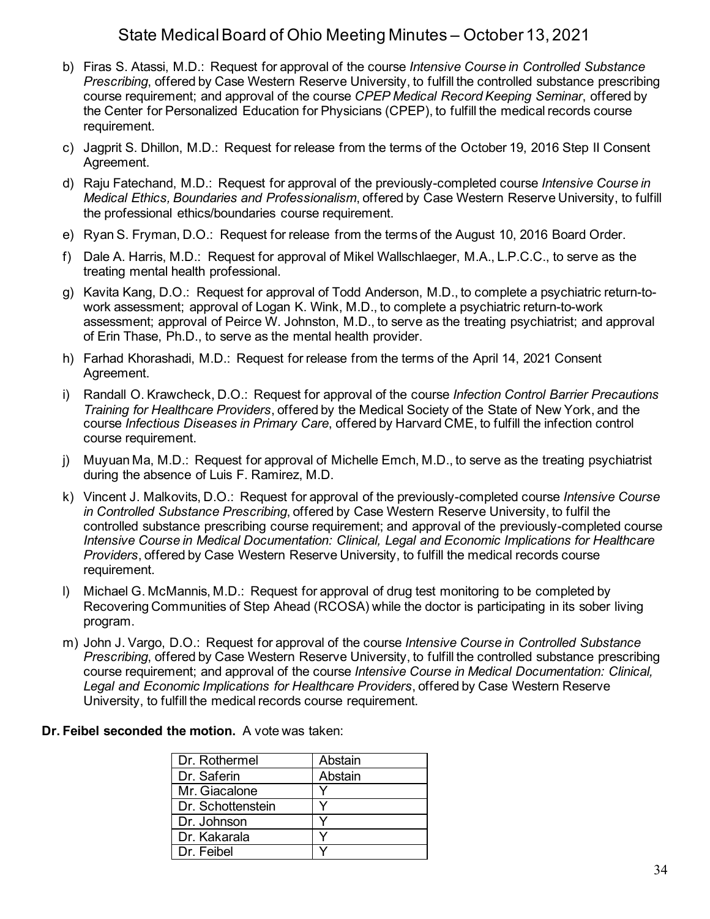b) Firas S. Atassi, M.D.: Request for approval of the course *Intensive Course in Controlled Substance Prescribing*, offered by Case Western Reserve University, to fulfill the controlled substance prescribing course requirement; and approval of the course *CPEP Medical Record Keeping Seminar*, offered by the Center for Personalized Education for Physicians (CPEP), to fulfill the medical records course requirement.

c) Jagprit S. Dhillon, M.D.: Request for release from the terms of the October 19, 2016 Step II Consent Agreement.

d) Raju Fatechand, M.D.: Request for approval of the previously-completed course *Intensive Course in Medical Ethics, Boundaries and Professionalism*, offered by Case Western Reserve University, to fulfill the professional ethics/boundaries course requirement.

e) Ryan S. Fryman, D.O.: Request for release from the terms of the August 10, 2016 Board Order.

f) Dale A. Harris, M.D.: Request for approval of Mikel Wallschlaeger, M.A., L.P.C.C., to serve as the treating mental health professional.

g) Kavita Kang, D.O.: Request for approval of Todd Anderson, M.D., to complete a psychiatric return-to-work assessment; approval of Logan K. Wink, M.D., to complete a psychiatric return-to-work assessment; approval of Peirce W. Johnston, M.D., to serve as the treating psychiatrist; and approval of Erin Thase, Ph.D., to serve as the mental health provider.

h) Farhad Khorashadi, M.D.: Request for release from the terms of the April 14, 2021 Consent Agreement.

i) Randall O. Krawcheck, D.O.: Request for approval of the course *Infection Control Barrier Precautions Training for Healthcare Providers*, offered by the Medical Society of the State of New York, and the course *Infectious Diseases in Primary Care*, offered by Harvard CME, to fulfill the infection control course requirement.

j) Muyuan Ma, M.D.: Request for approval of Michelle Emch, M.D., to serve as the treating psychiatrist during the absence of Luis F. Ramirez, M.D.

k) Vincent J. Malkovits, D.O.: Request for approval of the previously-completed course *Intensive Course in Controlled Substance Prescribing*, offered by Case Western Reserve University, to fulfil the controlled substance prescribing course requirement; and approval of the previously-completed course *Intensive Course in Medical Documentation: Clinical, Legal and Economic Implications for Healthcare Providers*, offered by Case Western Reserve University, to fulfill the medical records course requirement.

l) Michael G. McMannis, M.D.: Request for approval of drug test monitoring to be completed by Recovering Communities of Step Ahead (RCOSA) while the doctor is participating in its sober living program.

m) John J. Vargo, D.O.: Request for approval of the course *Intensive Course in Controlled Substance Prescribing*, offered by Case Western Reserve University, to fulfill the controlled substance prescribing course requirement; and approval of the course *Intensive Course in Medical Documentation: Clinical, Legal and Economic Implications for Healthcare Providers*, offered by Case Western Reserve University, to fulfill the medical records course requirement.

**Dr. Feibel seconded the motion.** A vote was taken:

| | |
|---|---|
| Dr. Rothermel | Abstain |
| Dr. Saferin | Abstain |
| Mr. Giacalone | Y |
| Dr. Schottenstein | Y |
| Dr. Johnson | Y |
| Dr. Kakarala | Y |
| Dr. Feibel | Y |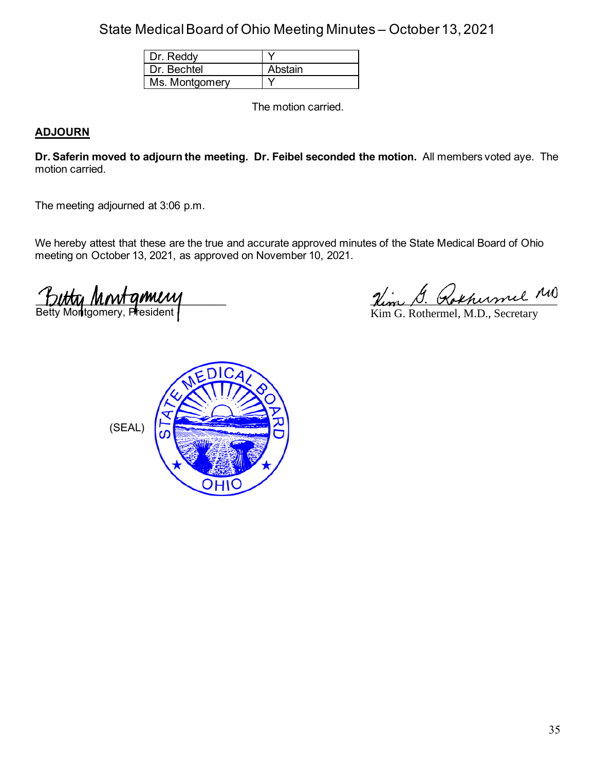| | |
|---|---|
| Dr. Reddy | Y |
| Dr. Bechtel | Abstain |
| Ms. Montgomery | Y |

The motion carried.

## ADJOURN

**Dr. Saferin moved to adjourn the meeting. Dr. Feibel seconded the motion.** All members voted aye. The motion carried.

The meeting adjourned at 3:06 p.m.

We hereby attest that these are the true and accurate approved minutes of the State Medical Board of Ohio meeting on October 13, 2021, as approved on November 10, 2021.

Betty Montgomery, President

Kim G. Rothermel, M.D., Secretary

(SEAL)